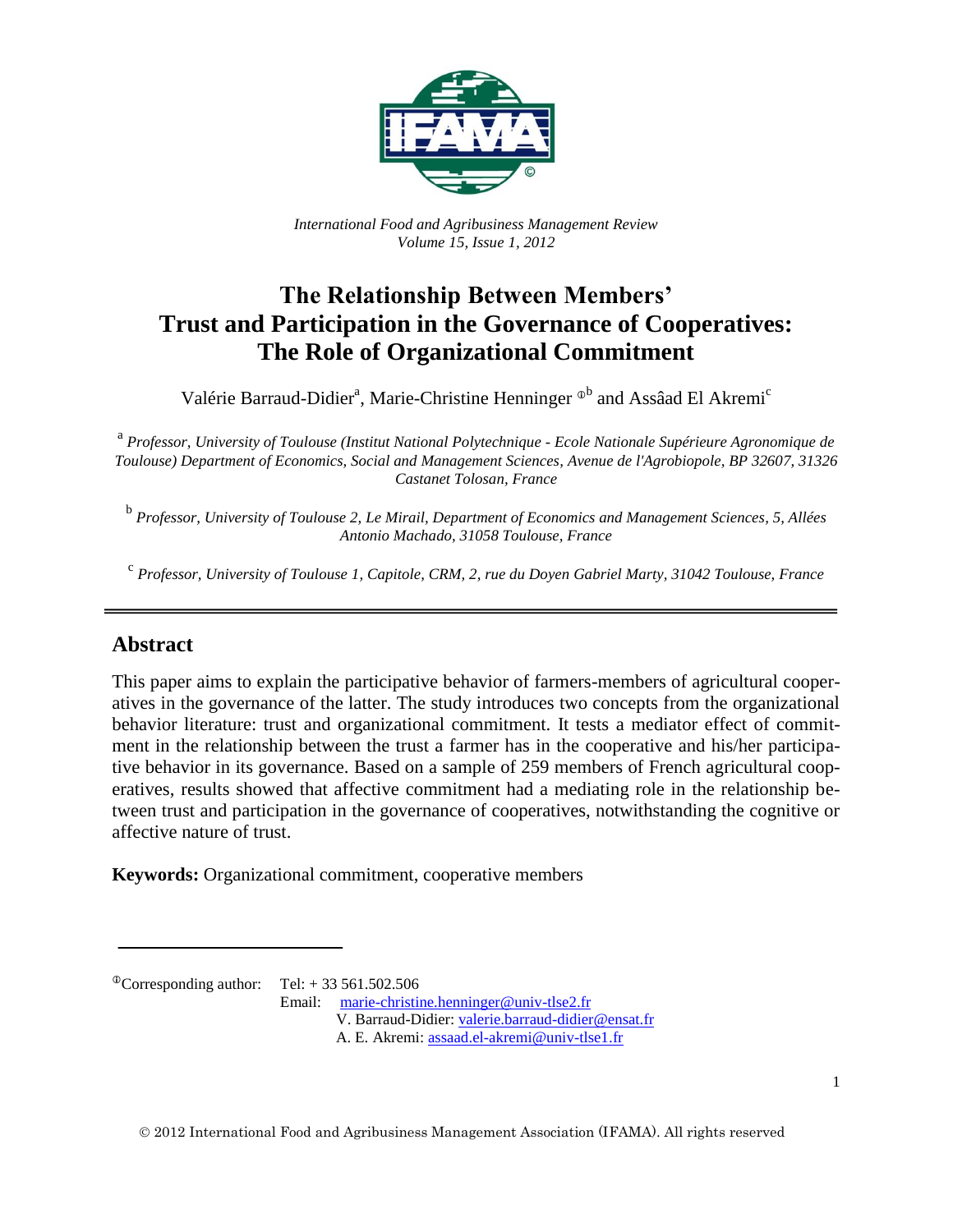*International Food and Agribusiness Management Review*
*Volume 15, Issue 1, 2012*

# The Relationship Between Members' Trust and Participation in the Governance of Cooperatives: The Role of Organizational Commitment

Valérie Barraud-Didier[a], Marie-Christine Henninger [ⓘb] and Assâad El Akremi[c]

[a] *Professor, University of Toulouse (Institut National Polytechnique - Ecole Nationale Supérieure Agronomique de Toulouse) Department of Economics, Social and Management Sciences, Avenue de l'Agrobiopole, BP 32607, 31326 Castanet Tolosan, France*

[b] *Professor, University of Toulouse 2, Le Mirail, Department of Economics and Management Sciences, 5, Allées Antonio Machado, 31058 Toulouse, France*

[c] *Professor, University of Toulouse 1, Capitole, CRM, 2, rue du Doyen Gabriel Marty, 31042 Toulouse, France*

---

## Abstract

This paper aims to explain the participative behavior of farmers-members of agricultural cooperatives in the governance of the latter. The study introduces two concepts from the organizational behavior literature: trust and organizational commitment. It tests a mediator effect of commitment in the relationship between the trust a farmer has in the cooperative and his/her participative behavior in its governance. Based on a sample of 259 members of French agricultural cooperatives, results showed that affective commitment had a mediating role in the relationship between trust and participation in the governance of cooperatives, notwithstanding the cognitive or affective nature of trust.

**Keywords:** Organizational commitment, cooperative members

---

ⓘCorresponding author: Tel: + 33 561.502.506
Email: marie-christine.henninger@univ-tlse2.fr
V. Barraud-Didier: valerie.barraud-didier@ensat.fr
A. E. Akremi: assaad.el-akremi@univ-tlse1.fr

© 2012 International Food and Agribusiness Management Association (IFAMA). All rights reserved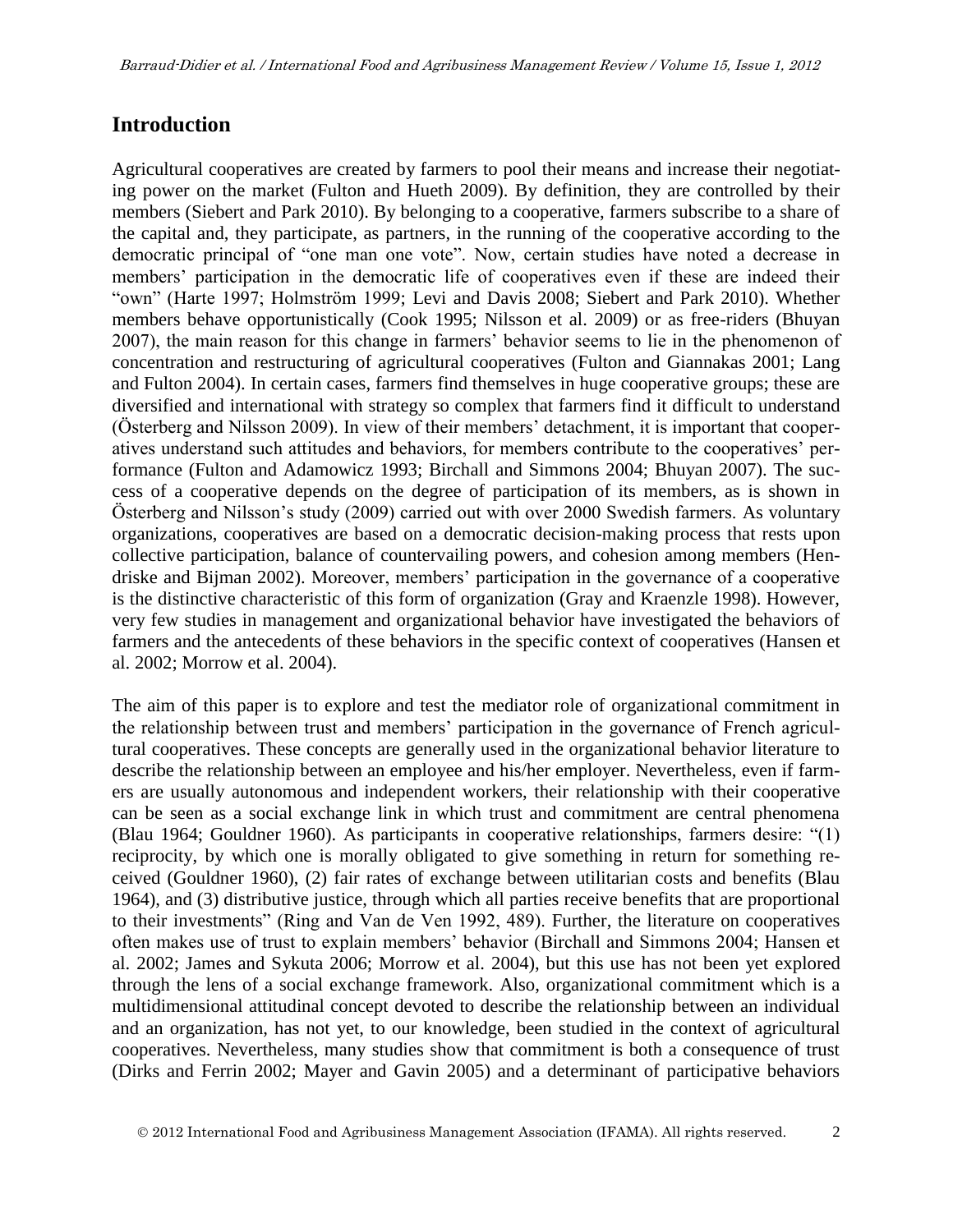## Introduction

Agricultural cooperatives are created by farmers to pool their means and increase their negotiating power on the market (Fulton and Hueth 2009). By definition, they are controlled by their members (Siebert and Park 2010). By belonging to a cooperative, farmers subscribe to a share of the capital and, they participate, as partners, in the running of the cooperative according to the democratic principal of "one man one vote". Now, certain studies have noted a decrease in members' participation in the democratic life of cooperatives even if these are indeed their "own" (Harte 1997; Holmström 1999; Levi and Davis 2008; Siebert and Park 2010). Whether members behave opportunistically (Cook 1995; Nilsson et al. 2009) or as free-riders (Bhuyan 2007), the main reason for this change in farmers' behavior seems to lie in the phenomenon of concentration and restructuring of agricultural cooperatives (Fulton and Giannakas 2001; Lang and Fulton 2004). In certain cases, farmers find themselves in huge cooperative groups; these are diversified and international with strategy so complex that farmers find it difficult to understand (Österberg and Nilsson 2009). In view of their members' detachment, it is important that cooperatives understand such attitudes and behaviors, for members contribute to the cooperatives' performance (Fulton and Adamowicz 1993; Birchall and Simmons 2004; Bhuyan 2007). The success of a cooperative depends on the degree of participation of its members, as is shown in Österberg and Nilsson's study (2009) carried out with over 2000 Swedish farmers. As voluntary organizations, cooperatives are based on a democratic decision-making process that rests upon collective participation, balance of countervailing powers, and cohesion among members (Hendriske and Bijman 2002). Moreover, members' participation in the governance of a cooperative is the distinctive characteristic of this form of organization (Gray and Kraenzle 1998). However, very few studies in management and organizational behavior have investigated the behaviors of farmers and the antecedents of these behaviors in the specific context of cooperatives (Hansen et al. 2002; Morrow et al. 2004).

The aim of this paper is to explore and test the mediator role of organizational commitment in the relationship between trust and members' participation in the governance of French agricultural cooperatives. These concepts are generally used in the organizational behavior literature to describe the relationship between an employee and his/her employer. Nevertheless, even if farmers are usually autonomous and independent workers, their relationship with their cooperative can be seen as a social exchange link in which trust and commitment are central phenomena (Blau 1964; Gouldner 1960). As participants in cooperative relationships, farmers desire: "(1) reciprocity, by which one is morally obligated to give something in return for something received (Gouldner 1960), (2) fair rates of exchange between utilitarian costs and benefits (Blau 1964), and (3) distributive justice, through which all parties receive benefits that are proportional to their investments" (Ring and Van de Ven 1992, 489). Further, the literature on cooperatives often makes use of trust to explain members' behavior (Birchall and Simmons 2004; Hansen et al. 2002; James and Sykuta 2006; Morrow et al. 2004), but this use has not been yet explored through the lens of a social exchange framework. Also, organizational commitment which is a multidimensional attitudinal concept devoted to describe the relationship between an individual and an organization, has not yet, to our knowledge, been studied in the context of agricultural cooperatives. Nevertheless, many studies show that commitment is both a consequence of trust (Dirks and Ferrin 2002; Mayer and Gavin 2005) and a determinant of participative behaviors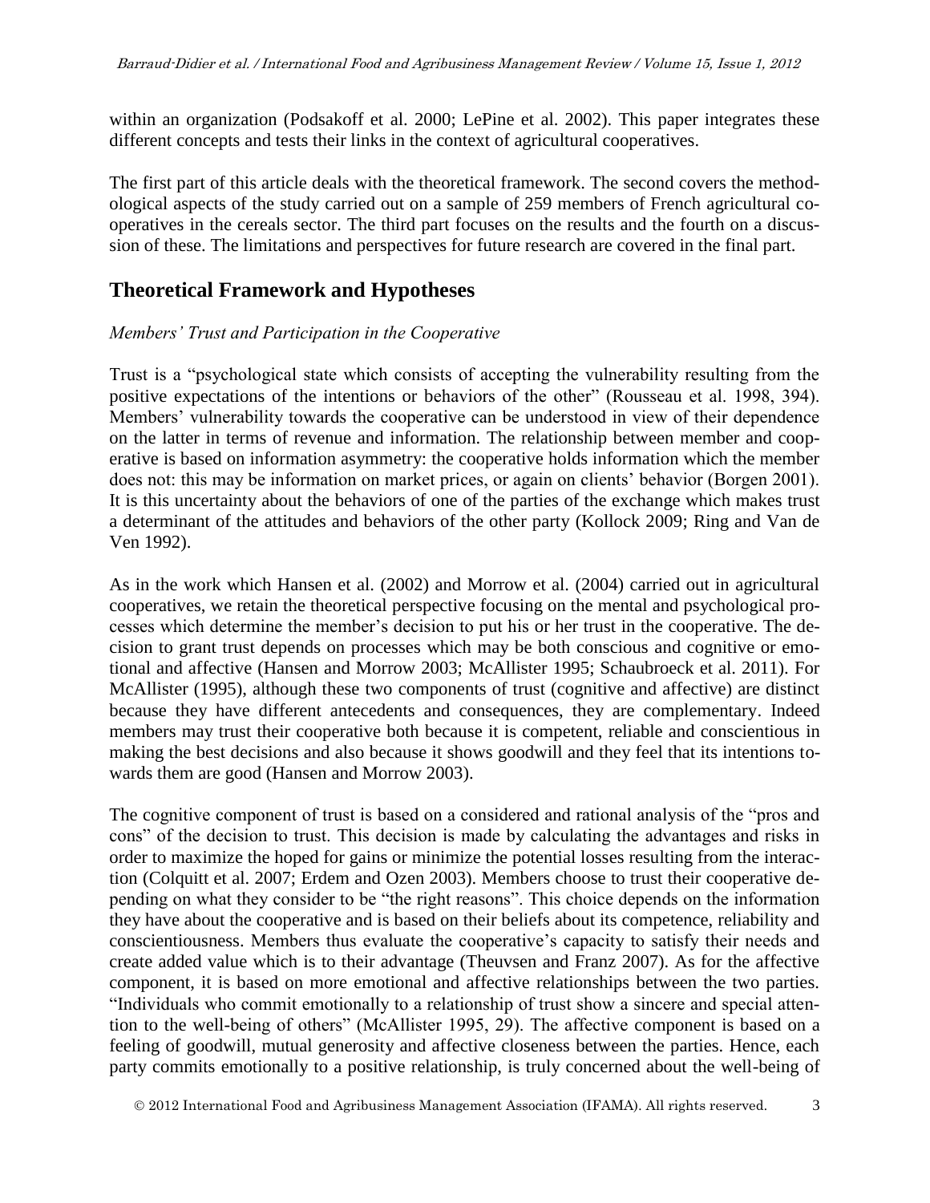within an organization (Podsakoff et al. 2000; LePine et al. 2002). This paper integrates these different concepts and tests their links in the context of agricultural cooperatives.

The first part of this article deals with the theoretical framework. The second covers the methodological aspects of the study carried out on a sample of 259 members of French agricultural cooperatives in the cereals sector. The third part focuses on the results and the fourth on a discussion of these. The limitations and perspectives for future research are covered in the final part.

## Theoretical Framework and Hypotheses

### *Members' Trust and Participation in the Cooperative*

Trust is a "psychological state which consists of accepting the vulnerability resulting from the positive expectations of the intentions or behaviors of the other" (Rousseau et al. 1998, 394). Members' vulnerability towards the cooperative can be understood in view of their dependence on the latter in terms of revenue and information. The relationship between member and cooperative is based on information asymmetry: the cooperative holds information which the member does not: this may be information on market prices, or again on clients' behavior (Borgen 2001). It is this uncertainty about the behaviors of one of the parties of the exchange which makes trust a determinant of the attitudes and behaviors of the other party (Kollock 2009; Ring and Van de Ven 1992).

As in the work which Hansen et al. (2002) and Morrow et al. (2004) carried out in agricultural cooperatives, we retain the theoretical perspective focusing on the mental and psychological processes which determine the member's decision to put his or her trust in the cooperative. The decision to grant trust depends on processes which may be both conscious and cognitive or emotional and affective (Hansen and Morrow 2003; McAllister 1995; Schaubroeck et al. 2011). For McAllister (1995), although these two components of trust (cognitive and affective) are distinct because they have different antecedents and consequences, they are complementary. Indeed members may trust their cooperative both because it is competent, reliable and conscientious in making the best decisions and also because it shows goodwill and they feel that its intentions towards them are good (Hansen and Morrow 2003).

The cognitive component of trust is based on a considered and rational analysis of the "pros and cons" of the decision to trust. This decision is made by calculating the advantages and risks in order to maximize the hoped for gains or minimize the potential losses resulting from the interaction (Colquitt et al. 2007; Erdem and Ozen 2003). Members choose to trust their cooperative depending on what they consider to be "the right reasons". This choice depends on the information they have about the cooperative and is based on their beliefs about its competence, reliability and conscientiousness. Members thus evaluate the cooperative's capacity to satisfy their needs and create added value which is to their advantage (Theuvsen and Franz 2007). As for the affective component, it is based on more emotional and affective relationships between the two parties. "Individuals who commit emotionally to a relationship of trust show a sincere and special attention to the well-being of others" (McAllister 1995, 29). The affective component is based on a feeling of goodwill, mutual generosity and affective closeness between the parties. Hence, each party commits emotionally to a positive relationship, is truly concerned about the well-being of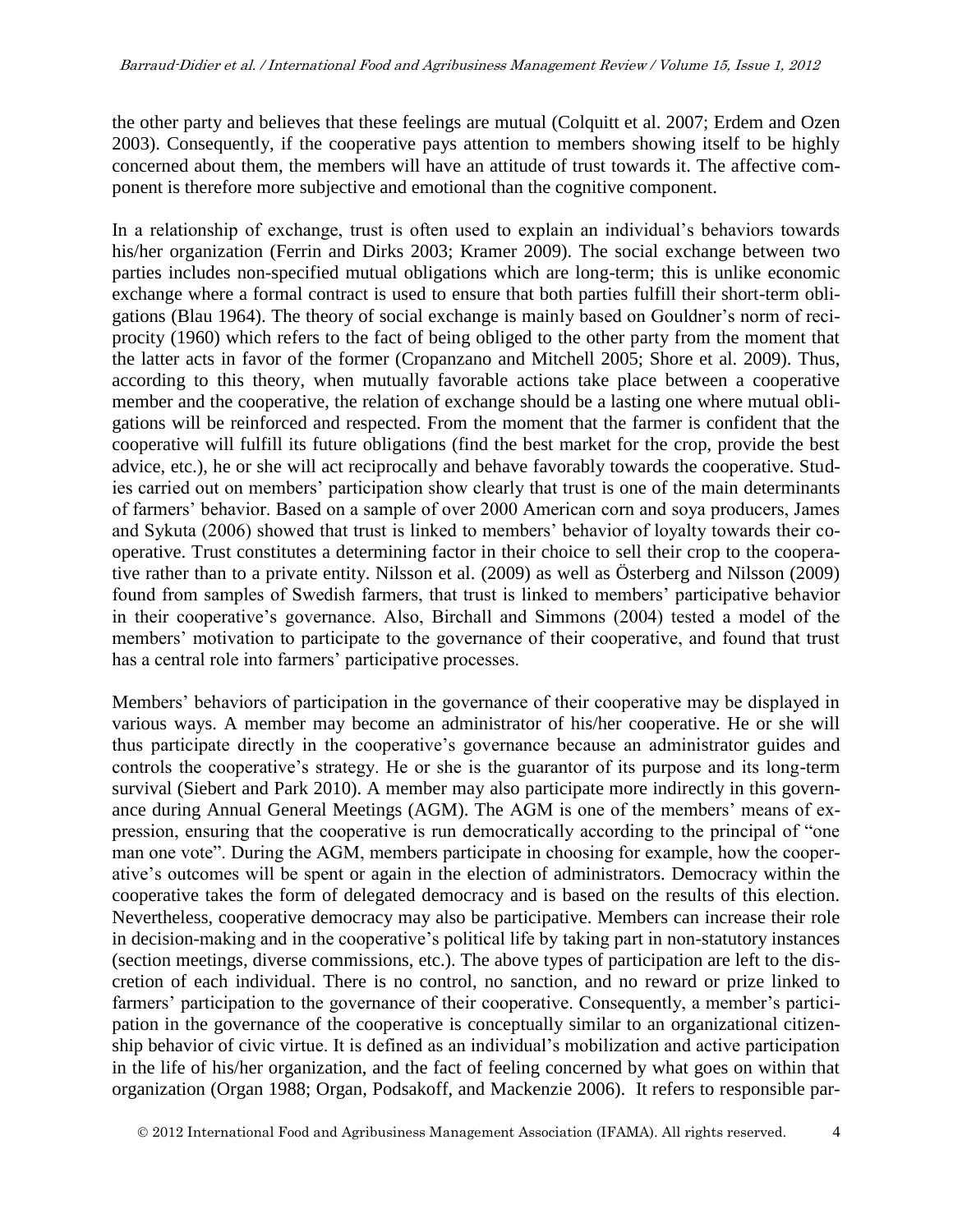the other party and believes that these feelings are mutual (Colquitt et al. 2007; Erdem and Ozen 2003). Consequently, if the cooperative pays attention to members showing itself to be highly concerned about them, the members will have an attitude of trust towards it. The affective component is therefore more subjective and emotional than the cognitive component.

In a relationship of exchange, trust is often used to explain an individual's behaviors towards his/her organization (Ferrin and Dirks 2003; Kramer 2009). The social exchange between two parties includes non-specified mutual obligations which are long-term; this is unlike economic exchange where a formal contract is used to ensure that both parties fulfill their short-term obligations (Blau 1964). The theory of social exchange is mainly based on Gouldner's norm of reciprocity (1960) which refers to the fact of being obliged to the other party from the moment that the latter acts in favor of the former (Cropanzano and Mitchell 2005; Shore et al. 2009). Thus, according to this theory, when mutually favorable actions take place between a cooperative member and the cooperative, the relation of exchange should be a lasting one where mutual obligations will be reinforced and respected. From the moment that the farmer is confident that the cooperative will fulfill its future obligations (find the best market for the crop, provide the best advice, etc.), he or she will act reciprocally and behave favorably towards the cooperative. Studies carried out on members' participation show clearly that trust is one of the main determinants of farmers' behavior. Based on a sample of over 2000 American corn and soya producers, James and Sykuta (2006) showed that trust is linked to members' behavior of loyalty towards their cooperative. Trust constitutes a determining factor in their choice to sell their crop to the cooperative rather than to a private entity. Nilsson et al. (2009) as well as Österberg and Nilsson (2009) found from samples of Swedish farmers, that trust is linked to members' participative behavior in their cooperative's governance. Also, Birchall and Simmons (2004) tested a model of the members' motivation to participate to the governance of their cooperative, and found that trust has a central role into farmers' participative processes.

Members' behaviors of participation in the governance of their cooperative may be displayed in various ways. A member may become an administrator of his/her cooperative. He or she will thus participate directly in the cooperative's governance because an administrator guides and controls the cooperative's strategy. He or she is the guarantor of its purpose and its long-term survival (Siebert and Park 2010). A member may also participate more indirectly in this governance during Annual General Meetings (AGM). The AGM is one of the members' means of expression, ensuring that the cooperative is run democratically according to the principal of "one man one vote". During the AGM, members participate in choosing for example, how the cooperative's outcomes will be spent or again in the election of administrators. Democracy within the cooperative takes the form of delegated democracy and is based on the results of this election. Nevertheless, cooperative democracy may also be participative. Members can increase their role in decision-making and in the cooperative's political life by taking part in non-statutory instances (section meetings, diverse commissions, etc.). The above types of participation are left to the discretion of each individual. There is no control, no sanction, and no reward or prize linked to farmers' participation to the governance of their cooperative. Consequently, a member's participation in the governance of the cooperative is conceptually similar to an organizational citizenship behavior of civic virtue. It is defined as an individual's mobilization and active participation in the life of his/her organization, and the fact of feeling concerned by what goes on within that organization (Organ 1988; Organ, Podsakoff, and Mackenzie 2006). It refers to responsible par-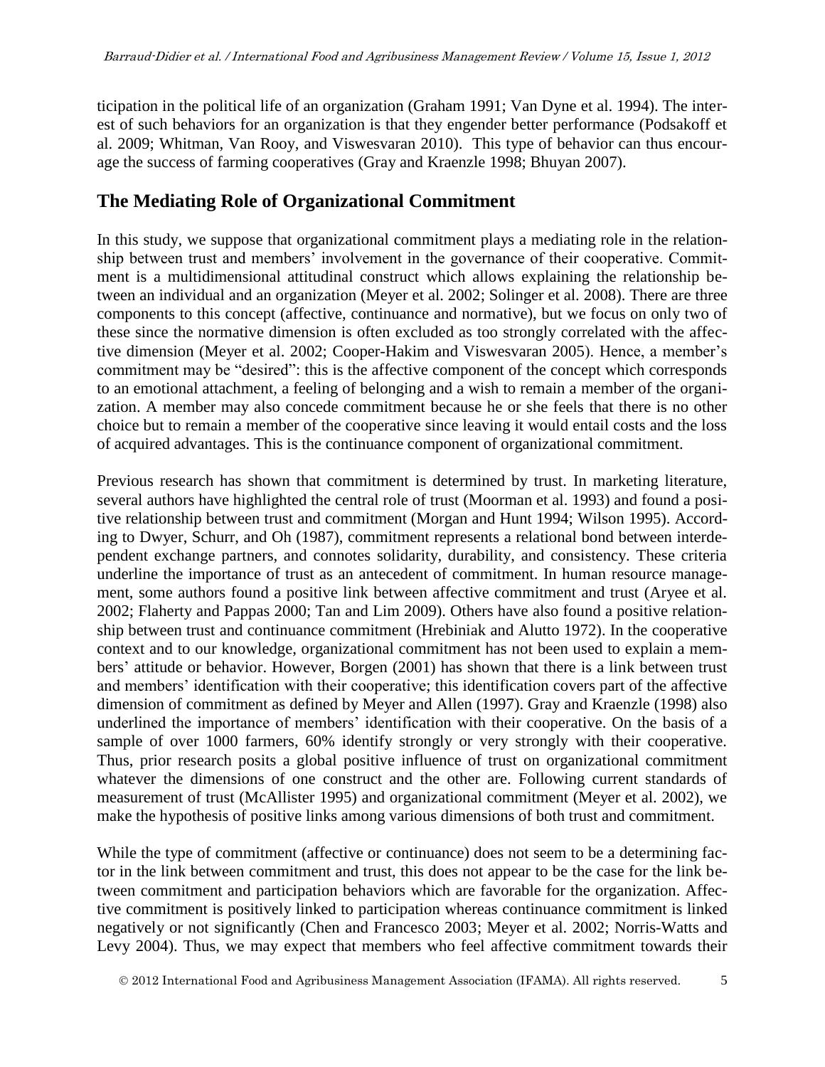ticipation in the political life of an organization (Graham 1991; Van Dyne et al. 1994). The interest of such behaviors for an organization is that they engender better performance (Podsakoff et al. 2009; Whitman, Van Rooy, and Viswesvaran 2010). This type of behavior can thus encourage the success of farming cooperatives (Gray and Kraenzle 1998; Bhuyan 2007).

## The Mediating Role of Organizational Commitment

In this study, we suppose that organizational commitment plays a mediating role in the relationship between trust and members' involvement in the governance of their cooperative. Commitment is a multidimensional attitudinal construct which allows explaining the relationship between an individual and an organization (Meyer et al. 2002; Solinger et al. 2008). There are three components to this concept (affective, continuance and normative), but we focus on only two of these since the normative dimension is often excluded as too strongly correlated with the affective dimension (Meyer et al. 2002; Cooper-Hakim and Viswesvaran 2005). Hence, a member's commitment may be "desired": this is the affective component of the concept which corresponds to an emotional attachment, a feeling of belonging and a wish to remain a member of the organization. A member may also concede commitment because he or she feels that there is no other choice but to remain a member of the cooperative since leaving it would entail costs and the loss of acquired advantages. This is the continuance component of organizational commitment.

Previous research has shown that commitment is determined by trust. In marketing literature, several authors have highlighted the central role of trust (Moorman et al. 1993) and found a positive relationship between trust and commitment (Morgan and Hunt 1994; Wilson 1995). According to Dwyer, Schurr, and Oh (1987), commitment represents a relational bond between interdependent exchange partners, and connotes solidarity, durability, and consistency. These criteria underline the importance of trust as an antecedent of commitment. In human resource management, some authors found a positive link between affective commitment and trust (Aryee et al. 2002; Flaherty and Pappas 2000; Tan and Lim 2009). Others have also found a positive relationship between trust and continuance commitment (Hrebiniak and Alutto 1972). In the cooperative context and to our knowledge, organizational commitment has not been used to explain a members' attitude or behavior. However, Borgen (2001) has shown that there is a link between trust and members' identification with their cooperative; this identification covers part of the affective dimension of commitment as defined by Meyer and Allen (1997). Gray and Kraenzle (1998) also underlined the importance of members' identification with their cooperative. On the basis of a sample of over 1000 farmers, 60% identify strongly or very strongly with their cooperative. Thus, prior research posits a global positive influence of trust on organizational commitment whatever the dimensions of one construct and the other are. Following current standards of measurement of trust (McAllister 1995) and organizational commitment (Meyer et al. 2002), we make the hypothesis of positive links among various dimensions of both trust and commitment.

While the type of commitment (affective or continuance) does not seem to be a determining factor in the link between commitment and trust, this does not appear to be the case for the link between commitment and participation behaviors which are favorable for the organization. Affective commitment is positively linked to participation whereas continuance commitment is linked negatively or not significantly (Chen and Francesco 2003; Meyer et al. 2002; Norris-Watts and Levy 2004). Thus, we may expect that members who feel affective commitment towards their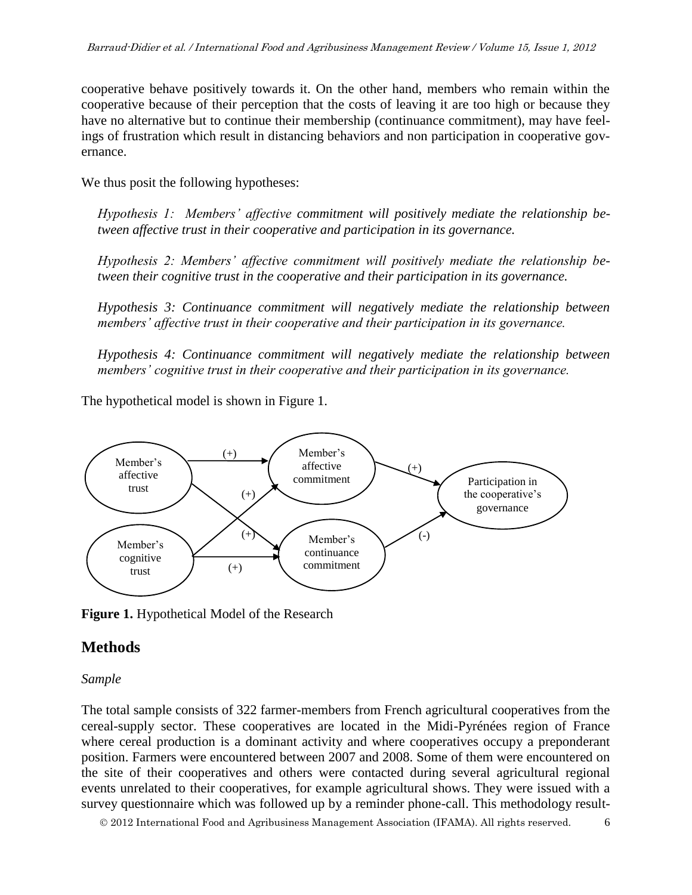cooperative behave positively towards it. On the other hand, members who remain within the cooperative because of their perception that the costs of leaving it are too high or because they have no alternative but to continue their membership (continuance commitment), may have feelings of frustration which result in distancing behaviors and non participation in cooperative governance.

We thus posit the following hypotheses:

*Hypothesis 1: Members' affective commitment will positively mediate the relationship between affective trust in their cooperative and participation in its governance.*

*Hypothesis 2: Members' affective commitment will positively mediate the relationship between their cognitive trust in the cooperative and their participation in its governance.*

*Hypothesis 3: Continuance commitment will negatively mediate the relationship between members' affective trust in their cooperative and their participation in its governance.*

*Hypothesis 4: Continuance commitment will negatively mediate the relationship between members' cognitive trust in their cooperative and their participation in its governance.*

The hypothetical model is shown in Figure 1.

**Figure 1.** Hypothetical Model of the Research

## Methods

### *Sample*

The total sample consists of 322 farmer-members from French agricultural cooperatives from the cereal-supply sector. These cooperatives are located in the Midi-Pyrénées region of France where cereal production is a dominant activity and where cooperatives occupy a preponderant position. Farmers were encountered between 2007 and 2008. Some of them were encountered on the site of their cooperatives and others were contacted during several agricultural regional events unrelated to their cooperatives, for example agricultural shows. They were issued with a survey questionnaire which was followed up by a reminder phone-call. This methodology result-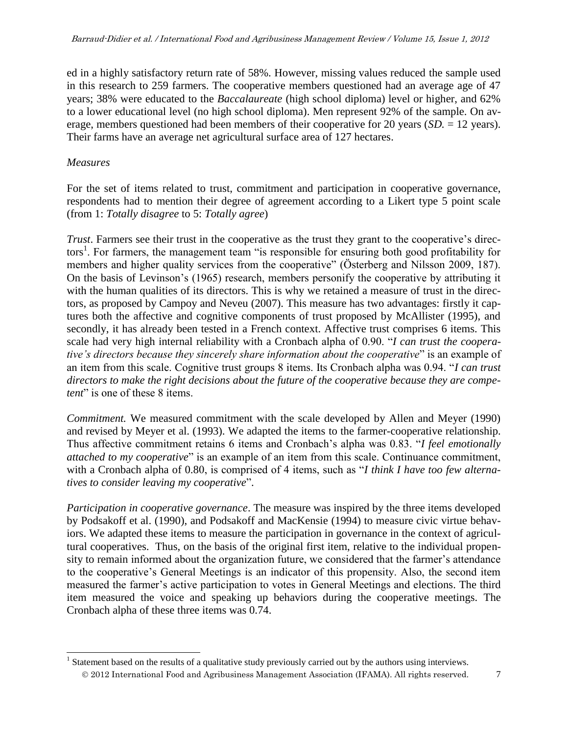ed in a highly satisfactory return rate of 58%. However, missing values reduced the sample used in this research to 259 farmers. The cooperative members questioned had an average age of 47 years; 38% were educated to the *Baccalaureate* (high school diploma) level or higher, and 62% to a lower educational level (no high school diploma). Men represent 92% of the sample. On average, members questioned had been members of their cooperative for 20 years (*SD.* = 12 years). Their farms have an average net agricultural surface area of 127 hectares.

*Measures*

For the set of items related to trust, commitment and participation in cooperative governance, respondents had to mention their degree of agreement according to a Likert type 5 point scale (from 1: *Totally disagree* to 5: *Totally agree*)

*Trust*. Farmers see their trust in the cooperative as the trust they grant to the cooperative's directors[1]. For farmers, the management team "is responsible for ensuring both good profitability for members and higher quality services from the cooperative" (Österberg and Nilsson 2009, 187). On the basis of Levinson's (1965) research, members personify the cooperative by attributing it with the human qualities of its directors. This is why we retained a measure of trust in the directors, as proposed by Campoy and Neveu (2007). This measure has two advantages: firstly it captures both the affective and cognitive components of trust proposed by McAllister (1995), and secondly, it has already been tested in a French context. Affective trust comprises 6 items. This scale had very high internal reliability with a Cronbach alpha of 0.90. "*I can trust the cooperative's directors because they sincerely share information about the cooperative*" is an example of an item from this scale. Cognitive trust groups 8 items. Its Cronbach alpha was 0.94. "*I can trust directors to make the right decisions about the future of the cooperative because they are competent*" is one of these 8 items.

*Commitment.* We measured commitment with the scale developed by Allen and Meyer (1990) and revised by Meyer et al. (1993). We adapted the items to the farmer-cooperative relationship. Thus affective commitment retains 6 items and Cronbach's alpha was 0.83. "*I feel emotionally attached to my cooperative*" is an example of an item from this scale. Continuance commitment, with a Cronbach alpha of 0.80, is comprised of 4 items, such as "*I think I have too few alternatives to consider leaving my cooperative*".

*Participation in cooperative governance*. The measure was inspired by the three items developed by Podsakoff et al. (1990), and Podsakoff and MacKensie (1994) to measure civic virtue behaviors. We adapted these items to measure the participation in governance in the context of agricultural cooperatives. Thus, on the basis of the original first item, relative to the individual propensity to remain informed about the organization future, we considered that the farmer's attendance to the cooperative's General Meetings is an indicator of this propensity. Also, the second item measured the farmer's active participation to votes in General Meetings and elections. The third item measured the voice and speaking up behaviors during the cooperative meetings. The Cronbach alpha of these three items was 0.74.

[1] Statement based on the results of a qualitative study previously carried out by the authors using interviews.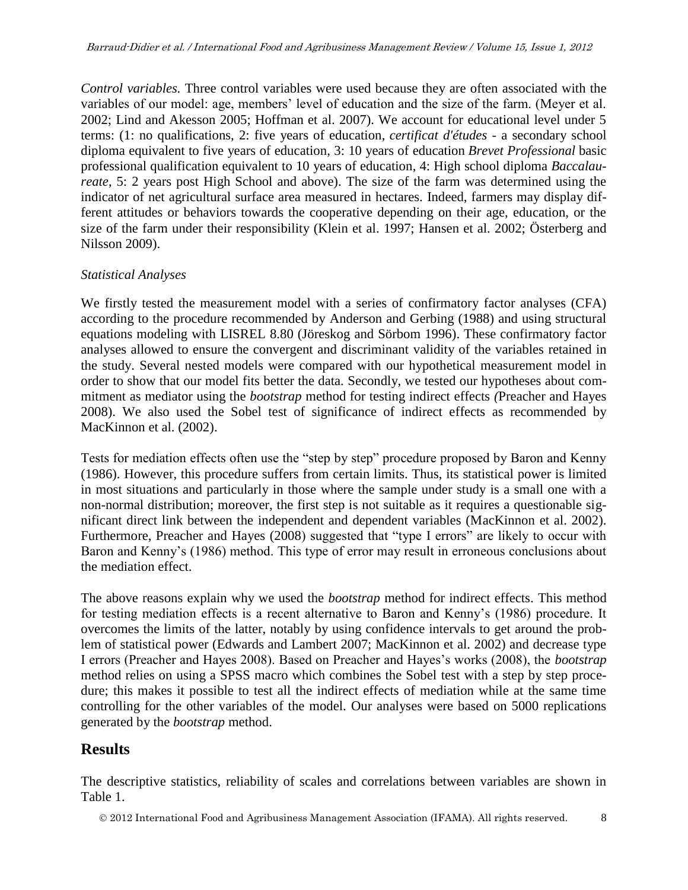*Control variables.* Three control variables were used because they are often associated with the variables of our model: age, members' level of education and the size of the farm. (Meyer et al. 2002; Lind and Akesson 2005; Hoffman et al. 2007). We account for educational level under 5 terms: (1: no qualifications, 2: five years of education, *certificat d'études* - a secondary school diploma equivalent to five years of education, 3: 10 years of education *Brevet Professional* basic professional qualification equivalent to 10 years of education, 4: High school diploma *Baccalaureate*, 5: 2 years post High School and above). The size of the farm was determined using the indicator of net agricultural surface area measured in hectares. Indeed, farmers may display different attitudes or behaviors towards the cooperative depending on their age, education, or the size of the farm under their responsibility (Klein et al. 1997; Hansen et al. 2002; Österberg and Nilsson 2009).

*Statistical Analyses*

We firstly tested the measurement model with a series of confirmatory factor analyses (CFA) according to the procedure recommended by Anderson and Gerbing (1988) and using structural equations modeling with LISREL 8.80 (Jöreskog and Sörbom 1996). These confirmatory factor analyses allowed to ensure the convergent and discriminant validity of the variables retained in the study. Several nested models were compared with our hypothetical measurement model in order to show that our model fits better the data. Secondly, we tested our hypotheses about commitment as mediator using the *bootstrap* method for testing indirect effects *(*Preacher and Hayes 2008). We also used the Sobel test of significance of indirect effects as recommended by MacKinnon et al. (2002).

Tests for mediation effects often use the "step by step" procedure proposed by Baron and Kenny (1986). However, this procedure suffers from certain limits. Thus, its statistical power is limited in most situations and particularly in those where the sample under study is a small one with a non-normal distribution; moreover, the first step is not suitable as it requires a questionable significant direct link between the independent and dependent variables (MacKinnon et al. 2002). Furthermore, Preacher and Hayes (2008) suggested that "type I errors" are likely to occur with Baron and Kenny's (1986) method. This type of error may result in erroneous conclusions about the mediation effect.

The above reasons explain why we used the *bootstrap* method for indirect effects. This method for testing mediation effects is a recent alternative to Baron and Kenny's (1986) procedure. It overcomes the limits of the latter, notably by using confidence intervals to get around the problem of statistical power (Edwards and Lambert 2007; MacKinnon et al. 2002) and decrease type I errors (Preacher and Hayes 2008). Based on Preacher and Hayes's works (2008), the *bootstrap* method relies on using a SPSS macro which combines the Sobel test with a step by step procedure; this makes it possible to test all the indirect effects of mediation while at the same time controlling for the other variables of the model. Our analyses were based on 5000 replications generated by the *bootstrap* method.

## Results

The descriptive statistics, reliability of scales and correlations between variables are shown in Table 1.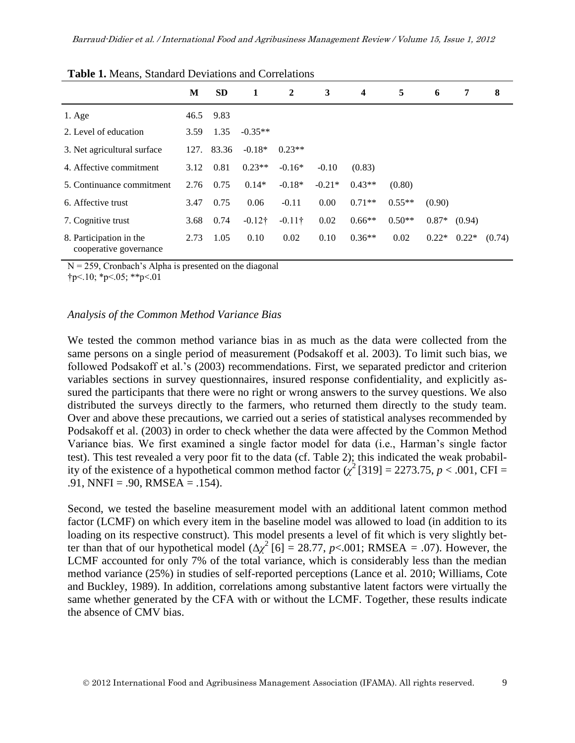**Table 1.** Means, Standard Deviations and Correlations

| | M | SD | 1 | 2 | 3 | 4 | 5 | 6 | 7 | 8 |
|---|---|---|---|---|---|---|---|---|---|---|
| 1. Age | 46.5 | 9.83 | | | | | | | | |
| 2. Level of education | 3.59 | 1.35 | -0.35** | | | | | | | |
| 3. Net agricultural surface | 127. | 83.36 | -0.18* | 0.23** | | | | | | |
| 4. Affective commitment | 3.12 | 0.81 | 0.23** | -0.16* | -0.10 | (0.83) | | | | |
| 5. Continuance commitment | 2.76 | 0.75 | 0.14* | -0.18* | -0.21* | 0.43** | (0.80) | | | |
| 6. Affective trust | 3.47 | 0.75 | 0.06 | -0.11 | 0.00 | 0.71** | 0.55** | (0.90) | | |
| 7. Cognitive trust | 3.68 | 0.74 | -0.12† | -0.11† | 0.02 | 0.66** | 0.50** | 0.87* | (0.94) | |
| 8. Participation in the cooperative governance | 2.73 | 1.05 | 0.10 | 0.02 | 0.10 | 0.36** | 0.02 | 0.22* | 0.22* | (0.74) |

N = 259, Cronbach's Alpha is presented on the diagonal
†p<.10; *p<.05; **p<.01

### *Analysis of the Common Method Variance Bias*

We tested the common method variance bias in as much as the data were collected from the same persons on a single period of measurement (Podsakoff et al. 2003). To limit such bias, we followed Podsakoff et al.'s (2003) recommendations. First, we separated predictor and criterion variables sections in survey questionnaires, insured response confidentiality, and explicitly assured the participants that there were no right or wrong answers to the survey questions. We also distributed the surveys directly to the farmers, who returned them directly to the study team. Over and above these precautions, we carried out a series of statistical analyses recommended by Podsakoff et al. (2003) in order to check whether the data were affected by the Common Method Variance bias. We first examined a single factor model for data (i.e., Harman's single factor test). This test revealed a very poor fit to the data (cf. Table 2); this indicated the weak probability of the existence of a hypothetical common method factor ($\chi^2$ [319] = 2273.75, $p$ < .001, CFI = .91, NNFI = .90, RMSEA = .154).

Second, we tested the baseline measurement model with an additional latent common method factor (LCMF) on which every item in the baseline model was allowed to load (in addition to its loading on its respective construct). This model presents a level of fit which is very slightly better than that of our hypothetical model ($\Delta\chi^2$ [6] = 28.77, $p$<.001; RMSEA = .07). However, the LCMF accounted for only 7% of the total variance, which is considerably less than the median method variance (25%) in studies of self-reported perceptions (Lance et al. 2010; Williams, Cote and Buckley, 1989). In addition, correlations among substantive latent factors were virtually the same whether generated by the CFA with or without the LCMF. Together, these results indicate the absence of CMV bias.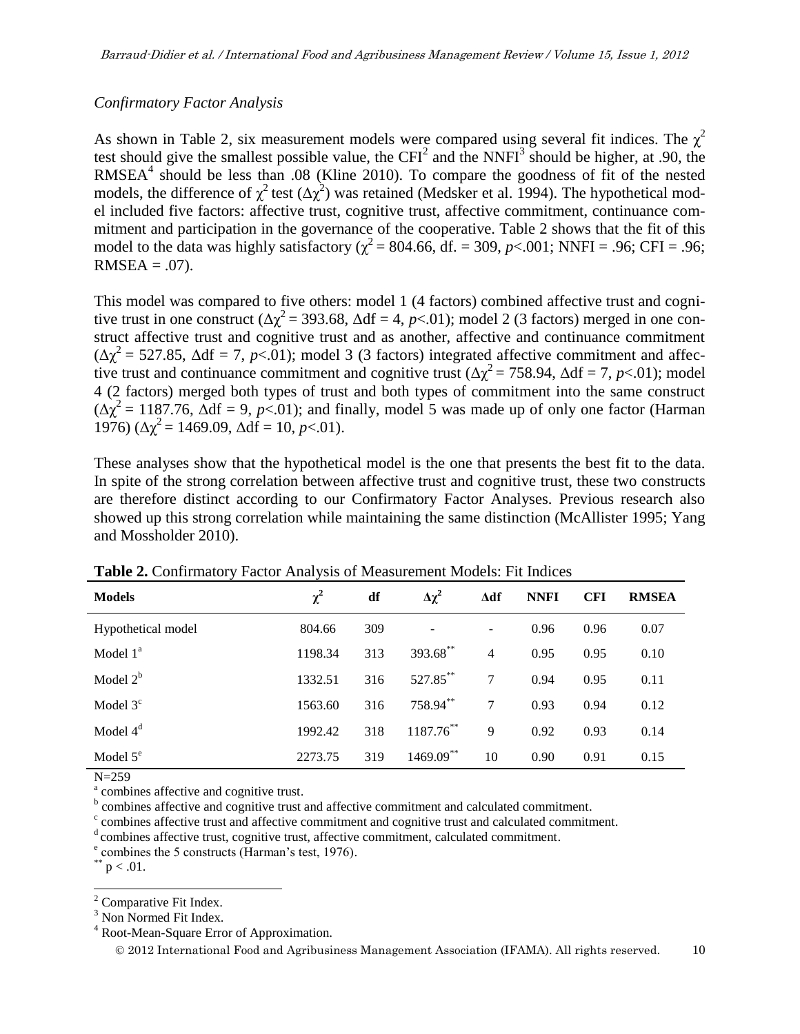*Confirmatory Factor Analysis*

As shown in Table 2, six measurement models were compared using several fit indices. The $\chi^2$ test should give the smallest possible value, the CFI[2] and the NNFI[3] should be higher, at .90, the RMSEA[4] should be less than .08 (Kline 2010). To compare the goodness of fit of the nested models, the difference of $\chi^2$ test ($\Delta\chi^2$) was retained (Medsker et al. 1994). The hypothetical model included five factors: affective trust, cognitive trust, affective commitment, continuance commitment and participation in the governance of the cooperative. Table 2 shows that the fit of this model to the data was highly satisfactory ($\chi^2 = 804.66$, df. = 309, $p<.001$; NNFI = .96; CFI = .96; RMSEA = .07).

This model was compared to five others: model 1 (4 factors) combined affective trust and cognitive trust in one construct ($\Delta\chi^2 = 393.68$, $\Delta$df = 4, $p<.01$); model 2 (3 factors) merged in one construct affective trust and cognitive trust and as another, affective and continuance commitment ($\Delta\chi^2 = 527.85$, $\Delta$df = 7, $p<.01$); model 3 (3 factors) integrated affective commitment and affective trust and continuance commitment and cognitive trust ($\Delta\chi^2 = 758.94$, $\Delta$df = 7, $p<.01$); model 4 (2 factors) merged both types of trust and both types of commitment into the same construct ($\Delta\chi^2 = 1187.76$, $\Delta$df = 9, $p<.01$); and finally, model 5 was made up of only one factor (Harman 1976) ($\Delta\chi^2 = 1469.09$, $\Delta$df = 10, $p<.01$).

These analyses show that the hypothetical model is the one that presents the best fit to the data. In spite of the strong correlation between affective trust and cognitive trust, these two constructs are therefore distinct according to our Confirmatory Factor Analyses. Previous research also showed up this strong correlation while maintaining the same distinction (McAllister 1995; Yang and Mossholder 2010).

**Table 2.** Confirmatory Factor Analysis of Measurement Models: Fit Indices

| Models | $\chi^2$ | df | $\Delta\chi^2$ | $\Delta$df | NNFI | CFI | RMSEA |
|---|---|---|---|---|---|---|---|
| Hypothetical model | 804.66 | 309 | - | - | 0.96 | 0.96 | 0.07 |
| Model 1[a] | 1198.34 | 313 | 393.68** | 4 | 0.95 | 0.95 | 0.10 |
| Model 2[b] | 1332.51 | 316 | 527.85** | 7 | 0.94 | 0.95 | 0.11 |
| Model 3[c] | 1563.60 | 316 | 758.94** | 7 | 0.93 | 0.94 | 0.12 |
| Model 4[d] | 1992.42 | 318 | 1187.76** | 9 | 0.92 | 0.93 | 0.14 |
| Model 5[e] | 2273.75 | 319 | 1469.09** | 10 | 0.90 | 0.91 | 0.15 |

N=259

[a] combines affective and cognitive trust.

[b] combines affective and cognitive trust and affective commitment and calculated commitment.

[c] combines affective trust and affective commitment and cognitive trust and calculated commitment.

[d] combines affective trust, cognitive trust, affective commitment, calculated commitment.

[e] combines the 5 constructs (Harman's test, 1976).

** $p < .01$.

---

[2] Comparative Fit Index.

[3] Non Normed Fit Index.

[4] Root-Mean-Square Error of Approximation.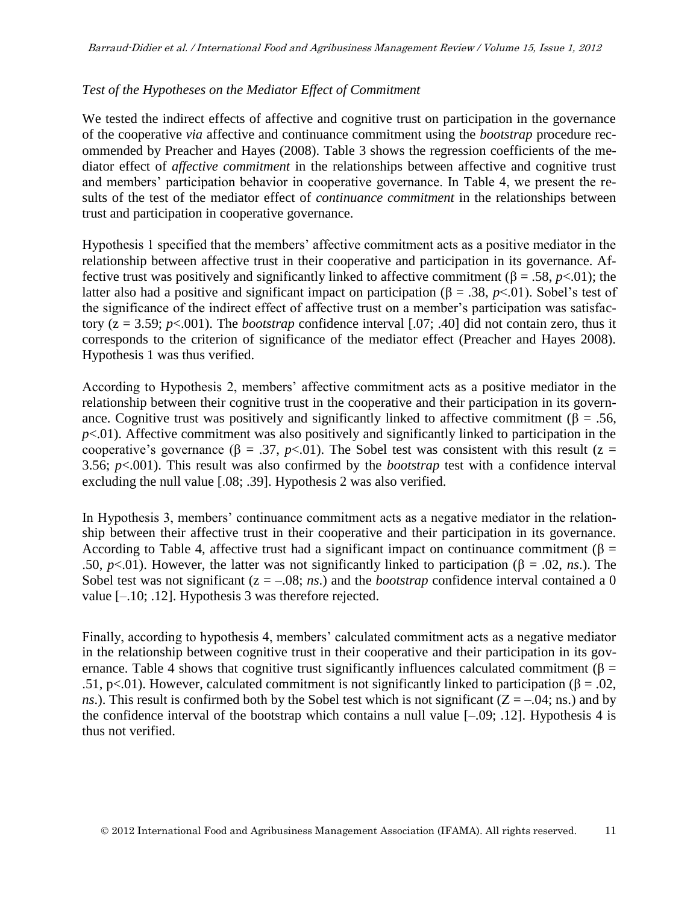### *Test of the Hypotheses on the Mediator Effect of Commitment*

We tested the indirect effects of affective and cognitive trust on participation in the governance of the cooperative *via* affective and continuance commitment using the *bootstrap* procedure recommended by Preacher and Hayes (2008). Table 3 shows the regression coefficients of the mediator effect of *affective commitment* in the relationships between affective and cognitive trust and members' participation behavior in cooperative governance. In Table 4, we present the results of the test of the mediator effect of *continuance commitment* in the relationships between trust and participation in cooperative governance.

Hypothesis 1 specified that the members' affective commitment acts as a positive mediator in the relationship between affective trust in their cooperative and participation in its governance. Affective trust was positively and significantly linked to affective commitment ($\beta = .58$, $p<.01$); the latter also had a positive and significant impact on participation ($\beta = .38$, $p<.01$). Sobel's test of the significance of the indirect effect of affective trust on a member's participation was satisfactory ($z = 3.59$; $p<.001$). The *bootstrap* confidence interval [.07; .40] did not contain zero, thus it corresponds to the criterion of significance of the mediator effect (Preacher and Hayes 2008). Hypothesis 1 was thus verified.

According to Hypothesis 2, members' affective commitment acts as a positive mediator in the relationship between their cognitive trust in the cooperative and their participation in its governance. Cognitive trust was positively and significantly linked to affective commitment ($\beta = .56$, $p<.01$). Affective commitment was also positively and significantly linked to participation in the cooperative's governance ($\beta = .37$, $p<.01$). The Sobel test was consistent with this result ($z = 3.56$; $p<.001$). This result was also confirmed by the *bootstrap* test with a confidence interval excluding the null value [.08; .39]. Hypothesis 2 was also verified.

In Hypothesis 3, members' continuance commitment acts as a negative mediator in the relationship between their affective trust in their cooperative and their participation in its governance. According to Table 4, affective trust had a significant impact on continuance commitment ($\beta = .50$, $p<.01$). However, the latter was not significantly linked to participation ($\beta = .02$, *ns*.). The Sobel test was not significant ($z = –.08$; *ns*.) and the *bootstrap* confidence interval contained a 0 value [–.10; .12]. Hypothesis 3 was therefore rejected.

Finally, according to hypothesis 4, members' calculated commitment acts as a negative mediator in the relationship between cognitive trust in their cooperative and their participation in its governance. Table 4 shows that cognitive trust significantly influences calculated commitment ($\beta = .51$, $p<.01$). However, calculated commitment is not significantly linked to participation ($\beta = .02$, *ns*.). This result is confirmed both by the Sobel test which is not significant ($Z = –.04$; ns.) and by the confidence interval of the bootstrap which contains a null value [–.09; .12]. Hypothesis 4 is thus not verified.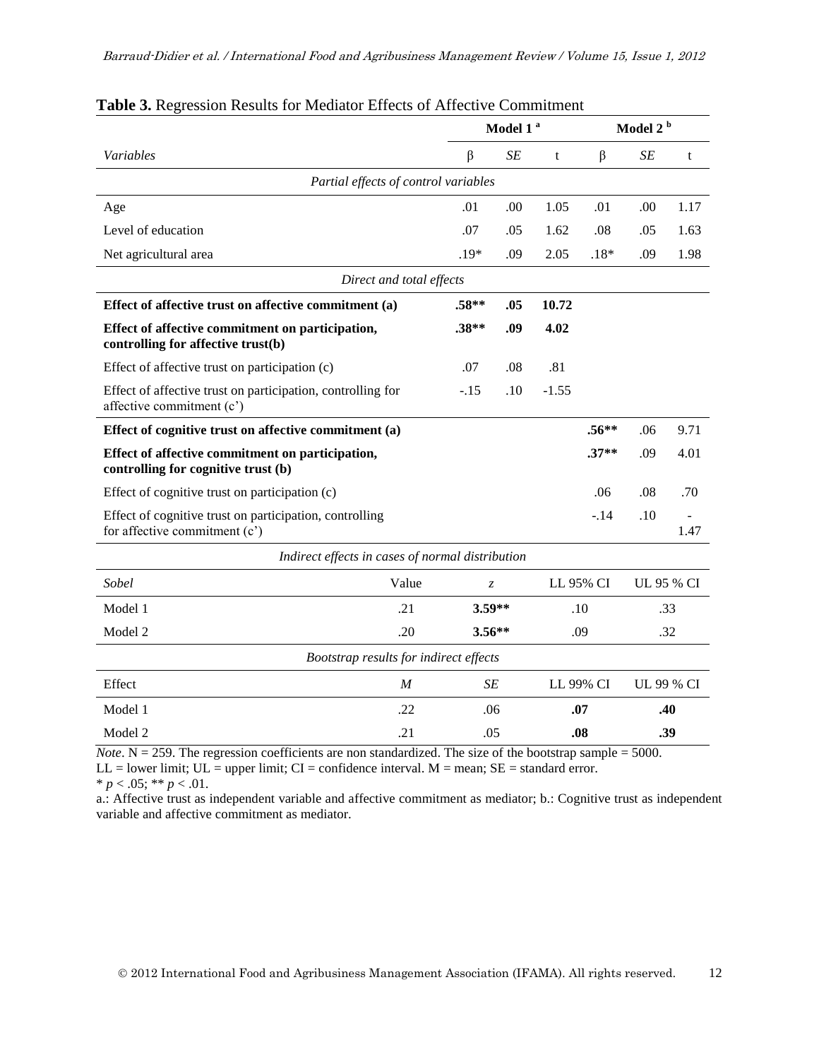**Table 3.** Regression Results for Mediator Effects of Affective Commitment

| | Model 1 [a] | | | Model 2 [b] | | |
|---|---|---|---|---|---|---|
| *Variables* | β | *SE* | t | β | *SE* | t |
| *Partial effects of control variables* | | | | | | |
| Age | .01 | .00 | 1.05 | .01 | .00 | 1.17 |
| Level of education | .07 | .05 | 1.62 | .08 | .05 | 1.63 |
| Net agricultural area | .19* | .09 | 2.05 | .18* | .09 | 1.98 |
| *Direct and total effects* | | | | | | |
| **Effect of affective trust on affective commitment (a)** | **.58\*\*** | **.05** | **10.72** | | | |
| **Effect of affective commitment on participation, controlling for affective trust(b)** | **.38\*\*** | **.09** | **4.02** | | | |
| Effect of affective trust on participation (c) | .07 | .08 | .81 | | | |
| Effect of affective trust on participation, controlling for affective commitment (c') | -.15 | .10 | -1.55 | | | |
| **Effect of cognitive trust on affective commitment (a)** | | | | **.56\*\*** | .06 | 9.71 |
| **Effect of affective commitment on participation, controlling for cognitive trust (b)** | | | | **.37\*\*** | .09 | 4.01 |
| Effect of cognitive trust on participation (c) | | | | .06 | .08 | .70 |
| Effect of cognitive trust on participation, controlling for affective commitment (c') | | | | -.14 | .10 | -1.47 |

| *Indirect effects in cases of normal distribution* | | | | |
|---|---|---|---|---|
| *Sobel* | Value | *z* | LL 95% CI | UL 95 % CI |
| Model 1 | .21 | **3.59\*\*** | .10 | .33 |
| Model 2 | .20 | **3.56\*\*** | .09 | .32 |
| *Bootstrap results for indirect effects* | | | | |
| Effect | *M* | *SE* | LL 99% CI | UL 99 % CI |
| Model 1 | .22 | .06 | **.07** | **.40** |
| Model 2 | .21 | .05 | **.08** | **.39** |

*Note*. N = 259. The regression coefficients are non standardized. The size of the bootstrap sample = 5000.
LL = lower limit; UL = upper limit; CI = confidence interval. M = mean; SE = standard error.
\* $p < .05$; \*\* $p < .01$.
a.: Affective trust as independent variable and affective commitment as mediator; b.: Cognitive trust as independent variable and affective commitment as mediator.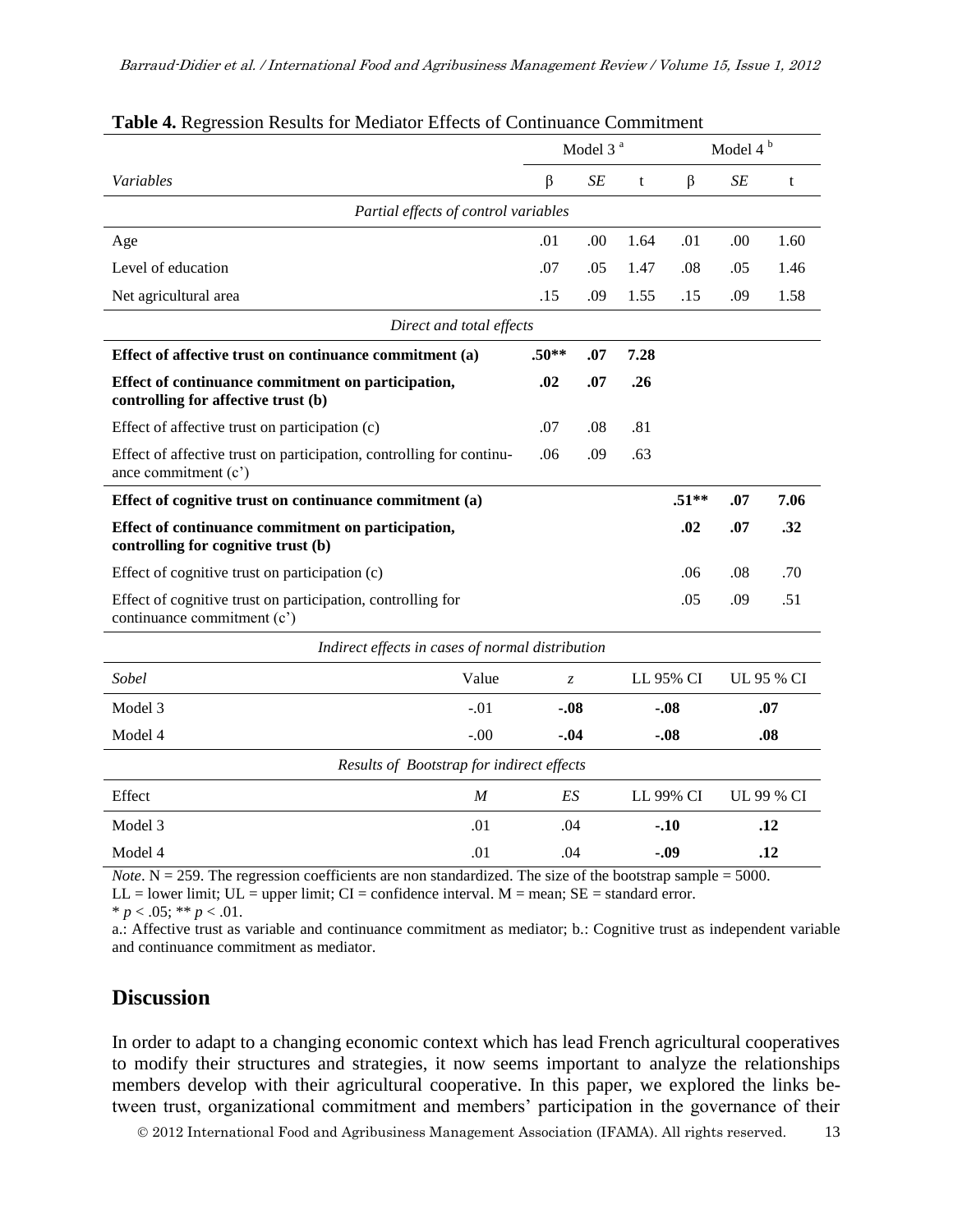**Table 4.** Regression Results for Mediator Effects of Continuance Commitment

| | Model 3 [a] | | | Model 4 [b] | | |
|---|---|---|---|---|---|---|
| *Variables* | β | *SE* | t | β | *SE* | t |
| *Partial effects of control variables* | | | | | | |
| Age | .01 | .00 | 1.64 | .01 | .00 | 1.60 |
| Level of education | .07 | .05 | 1.47 | .08 | .05 | 1.46 |
| Net agricultural area | .15 | .09 | 1.55 | .15 | .09 | 1.58 |
| *Direct and total effects* | | | | | | |
| **Effect of affective trust on continuance commitment (a)** | **.50**** | **.07** | **7.28** | | | |
| **Effect of continuance commitment on participation, controlling for affective trust (b)** | **.02** | **.07** | **.26** | | | |
| Effect of affective trust on participation (c) | .07 | .08 | .81 | | | |
| Effect of affective trust on participation, controlling for continuance commitment (c') | .06 | .09 | .63 | | | |
| **Effect of cognitive trust on continuance commitment (a)** | | | | **.51**** | **.07** | **7.06** |
| **Effect of continuance commitment on participation, controlling for cognitive trust (b)** | | | | **.02** | **.07** | **.32** |
| Effect of cognitive trust on participation (c) | | | | .06 | .08 | .70 |
| Effect of cognitive trust on participation, controlling for continuance commitment (c') | | | | .05 | .09 | .51 |
| *Indirect effects in cases of normal distribution* | | | | | | |
| *Sobel* | Value | *z* | LL 95% CI | | UL 95 % CI | |
| Model 3 | -.01 | **-.08** | **-.08** | | **.07** | |
| Model 4 | -.00 | **-.04** | **-.08** | | **.08** | |
| *Results of Bootstrap for indirect effects* | | | | | | |
| Effect | *M* | *ES* | LL 99% CI | | UL 99 % CI | |
| Model 3 | .01 | .04 | **-.10** | | **.12** | |
| Model 4 | .01 | .04 | **-.09** | | **.12** | |

*Note*. N = 259. The regression coefficients are non standardized. The size of the bootstrap sample = 5000.
LL = lower limit; UL = upper limit; CI = confidence interval. M = mean; SE = standard error.
* $p < .05$; ** $p < .01$.
a.: Affective trust as variable and continuance commitment as mediator; b.: Cognitive trust as independent variable and continuance commitment as mediator.

## Discussion

In order to adapt to a changing economic context which has lead French agricultural cooperatives to modify their structures and strategies, it now seems important to analyze the relationships members develop with their agricultural cooperative. In this paper, we explored the links between trust, organizational commitment and members' participation in the governance of their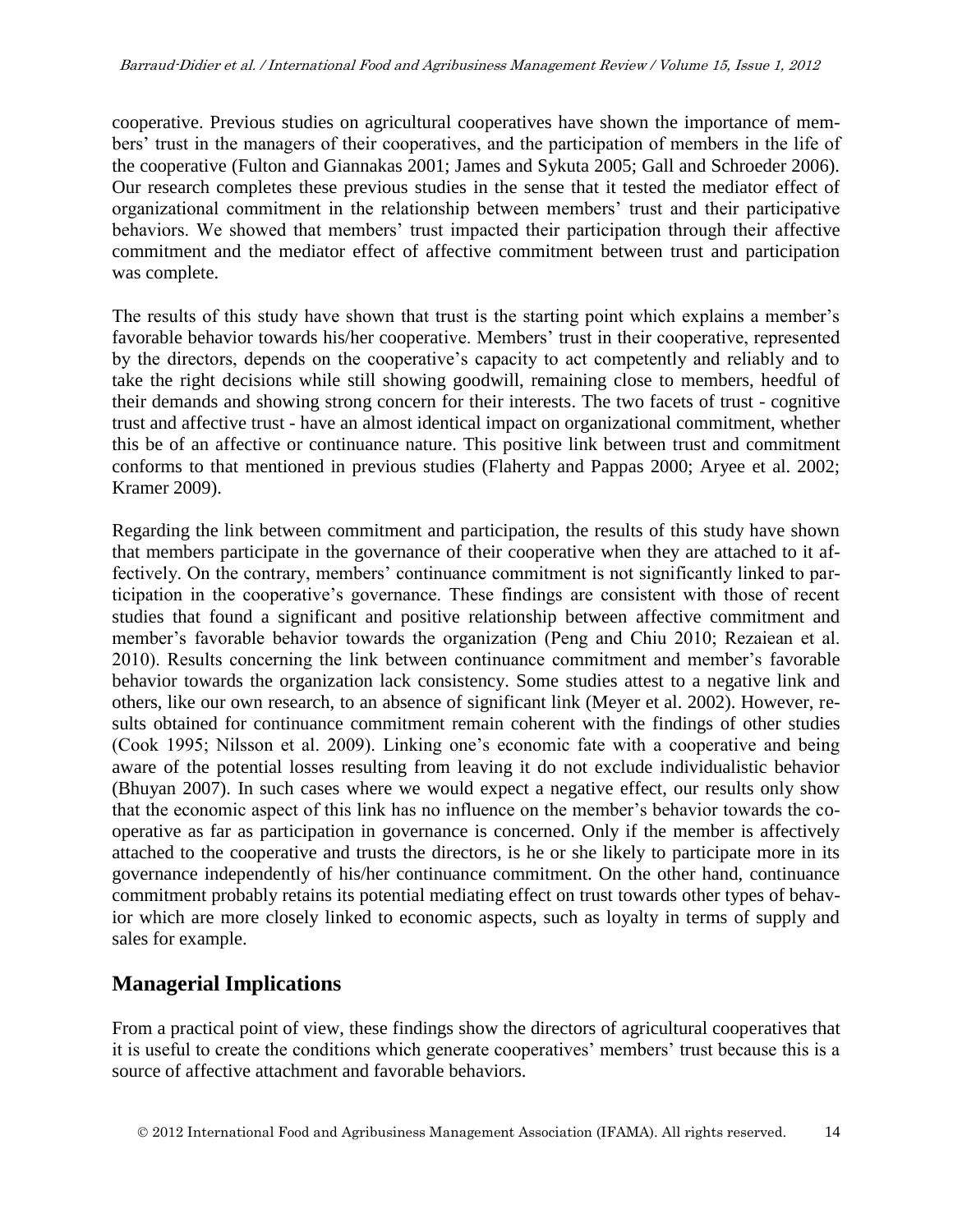cooperative. Previous studies on agricultural cooperatives have shown the importance of members' trust in the managers of their cooperatives, and the participation of members in the life of the cooperative (Fulton and Giannakas 2001; James and Sykuta 2005; Gall and Schroeder 2006). Our research completes these previous studies in the sense that it tested the mediator effect of organizational commitment in the relationship between members' trust and their participative behaviors. We showed that members' trust impacted their participation through their affective commitment and the mediator effect of affective commitment between trust and participation was complete.

The results of this study have shown that trust is the starting point which explains a member's favorable behavior towards his/her cooperative. Members' trust in their cooperative, represented by the directors, depends on the cooperative's capacity to act competently and reliably and to take the right decisions while still showing goodwill, remaining close to members, heedful of their demands and showing strong concern for their interests. The two facets of trust - cognitive trust and affective trust - have an almost identical impact on organizational commitment, whether this be of an affective or continuance nature. This positive link between trust and commitment conforms to that mentioned in previous studies (Flaherty and Pappas 2000; Aryee et al. 2002; Kramer 2009).

Regarding the link between commitment and participation, the results of this study have shown that members participate in the governance of their cooperative when they are attached to it affectively. On the contrary, members' continuance commitment is not significantly linked to participation in the cooperative's governance. These findings are consistent with those of recent studies that found a significant and positive relationship between affective commitment and member's favorable behavior towards the organization (Peng and Chiu 2010; Rezaiean et al. 2010). Results concerning the link between continuance commitment and member's favorable behavior towards the organization lack consistency. Some studies attest to a negative link and others, like our own research, to an absence of significant link (Meyer et al. 2002). However, results obtained for continuance commitment remain coherent with the findings of other studies (Cook 1995; Nilsson et al. 2009). Linking one's economic fate with a cooperative and being aware of the potential losses resulting from leaving it do not exclude individualistic behavior (Bhuyan 2007). In such cases where we would expect a negative effect, our results only show that the economic aspect of this link has no influence on the member's behavior towards the cooperative as far as participation in governance is concerned. Only if the member is affectively attached to the cooperative and trusts the directors, is he or she likely to participate more in its governance independently of his/her continuance commitment. On the other hand, continuance commitment probably retains its potential mediating effect on trust towards other types of behavior which are more closely linked to economic aspects, such as loyalty in terms of supply and sales for example.

## Managerial Implications

From a practical point of view, these findings show the directors of agricultural cooperatives that it is useful to create the conditions which generate cooperatives' members' trust because this is a source of affective attachment and favorable behaviors.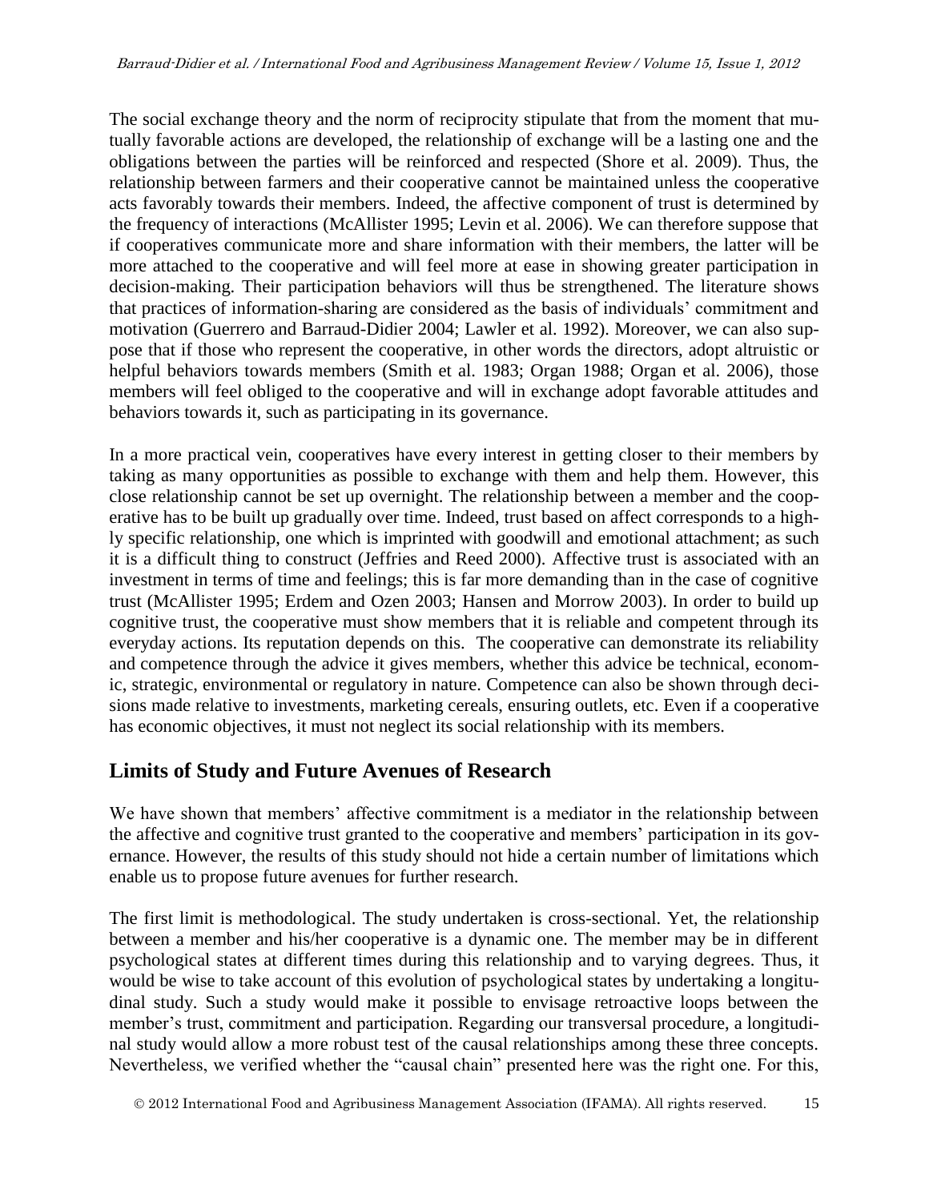The social exchange theory and the norm of reciprocity stipulate that from the moment that mutually favorable actions are developed, the relationship of exchange will be a lasting one and the obligations between the parties will be reinforced and respected (Shore et al. 2009). Thus, the relationship between farmers and their cooperative cannot be maintained unless the cooperative acts favorably towards their members. Indeed, the affective component of trust is determined by the frequency of interactions (McAllister 1995; Levin et al. 2006). We can therefore suppose that if cooperatives communicate more and share information with their members, the latter will be more attached to the cooperative and will feel more at ease in showing greater participation in decision-making. Their participation behaviors will thus be strengthened. The literature shows that practices of information-sharing are considered as the basis of individuals' commitment and motivation (Guerrero and Barraud-Didier 2004; Lawler et al. 1992). Moreover, we can also suppose that if those who represent the cooperative, in other words the directors, adopt altruistic or helpful behaviors towards members (Smith et al. 1983; Organ 1988; Organ et al. 2006), those members will feel obliged to the cooperative and will in exchange adopt favorable attitudes and behaviors towards it, such as participating in its governance.

In a more practical vein, cooperatives have every interest in getting closer to their members by taking as many opportunities as possible to exchange with them and help them. However, this close relationship cannot be set up overnight. The relationship between a member and the cooperative has to be built up gradually over time. Indeed, trust based on affect corresponds to a highly specific relationship, one which is imprinted with goodwill and emotional attachment; as such it is a difficult thing to construct (Jeffries and Reed 2000). Affective trust is associated with an investment in terms of time and feelings; this is far more demanding than in the case of cognitive trust (McAllister 1995; Erdem and Ozen 2003; Hansen and Morrow 2003). In order to build up cognitive trust, the cooperative must show members that it is reliable and competent through its everyday actions. Its reputation depends on this. The cooperative can demonstrate its reliability and competence through the advice it gives members, whether this advice be technical, economic, strategic, environmental or regulatory in nature. Competence can also be shown through decisions made relative to investments, marketing cereals, ensuring outlets, etc. Even if a cooperative has economic objectives, it must not neglect its social relationship with its members.

## Limits of Study and Future Avenues of Research

We have shown that members' affective commitment is a mediator in the relationship between the affective and cognitive trust granted to the cooperative and members' participation in its governance. However, the results of this study should not hide a certain number of limitations which enable us to propose future avenues for further research.

The first limit is methodological. The study undertaken is cross-sectional. Yet, the relationship between a member and his/her cooperative is a dynamic one. The member may be in different psychological states at different times during this relationship and to varying degrees. Thus, it would be wise to take account of this evolution of psychological states by undertaking a longitudinal study. Such a study would make it possible to envisage retroactive loops between the member's trust, commitment and participation. Regarding our transversal procedure, a longitudinal study would allow a more robust test of the causal relationships among these three concepts. Nevertheless, we verified whether the "causal chain" presented here was the right one. For this,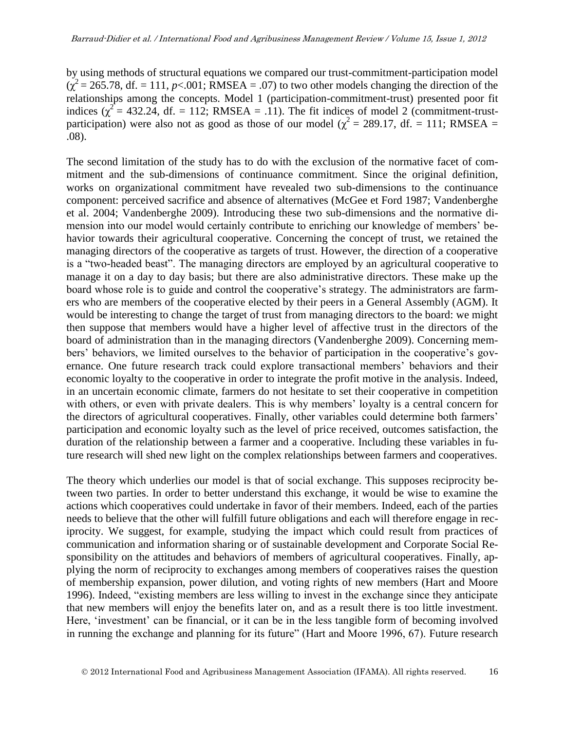by using methods of structural equations we compared our trust-commitment-participation model ($\chi^2 = 265.78$, df. = 111, $p<.001$; RMSEA = .07) to two other models changing the direction of the relationships among the concepts. Model 1 (participation-commitment-trust) presented poor fit indices ($\chi^2 = 432.24$, df. = 112; RMSEA = .11). The fit indices of model 2 (commitment-trust-participation) were also not as good as those of our model ($\chi^2 = 289.17$, df. = 111; RMSEA = .08).

The second limitation of the study has to do with the exclusion of the normative facet of commitment and the sub-dimensions of continuance commitment. Since the original definition, works on organizational commitment have revealed two sub-dimensions to the continuance component: perceived sacrifice and absence of alternatives (McGee et Ford 1987; Vandenberghe et al. 2004; Vandenberghe 2009). Introducing these two sub-dimensions and the normative dimension into our model would certainly contribute to enriching our knowledge of members' behavior towards their agricultural cooperative. Concerning the concept of trust, we retained the managing directors of the cooperative as targets of trust. However, the direction of a cooperative is a "two-headed beast". The managing directors are employed by an agricultural cooperative to manage it on a day to day basis; but there are also administrative directors. These make up the board whose role is to guide and control the cooperative's strategy. The administrators are farmers who are members of the cooperative elected by their peers in a General Assembly (AGM). It would be interesting to change the target of trust from managing directors to the board: we might then suppose that members would have a higher level of affective trust in the directors of the board of administration than in the managing directors (Vandenberghe 2009). Concerning members' behaviors, we limited ourselves to the behavior of participation in the cooperative's governance. One future research track could explore transactional members' behaviors and their economic loyalty to the cooperative in order to integrate the profit motive in the analysis. Indeed, in an uncertain economic climate, farmers do not hesitate to set their cooperative in competition with others, or even with private dealers. This is why members' loyalty is a central concern for the directors of agricultural cooperatives. Finally, other variables could determine both farmers' participation and economic loyalty such as the level of price received, outcomes satisfaction, the duration of the relationship between a farmer and a cooperative. Including these variables in future research will shed new light on the complex relationships between farmers and cooperatives.

The theory which underlies our model is that of social exchange. This supposes reciprocity between two parties. In order to better understand this exchange, it would be wise to examine the actions which cooperatives could undertake in favor of their members. Indeed, each of the parties needs to believe that the other will fulfill future obligations and each will therefore engage in reciprocity. We suggest, for example, studying the impact which could result from practices of communication and information sharing or of sustainable development and Corporate Social Responsibility on the attitudes and behaviors of members of agricultural cooperatives. Finally, applying the norm of reciprocity to exchanges among members of cooperatives raises the question of membership expansion, power dilution, and voting rights of new members (Hart and Moore 1996). Indeed, "existing members are less willing to invest in the exchange since they anticipate that new members will enjoy the benefits later on, and as a result there is too little investment. Here, 'investment' can be financial, or it can be in the less tangible form of becoming involved in running the exchange and planning for its future" (Hart and Moore 1996, 67). Future research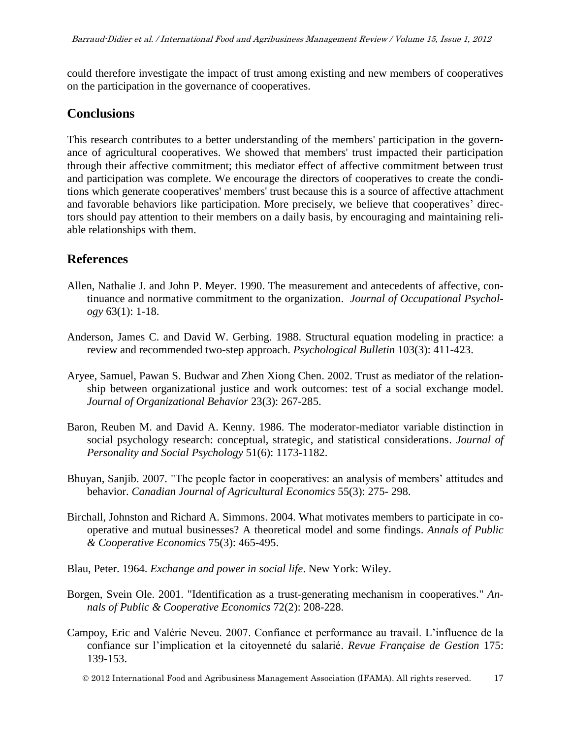could therefore investigate the impact of trust among existing and new members of cooperatives on the participation in the governance of cooperatives.

## Conclusions

This research contributes to a better understanding of the members' participation in the governance of agricultural cooperatives. We showed that members' trust impacted their participation through their affective commitment; this mediator effect of affective commitment between trust and participation was complete. We encourage the directors of cooperatives to create the conditions which generate cooperatives' members' trust because this is a source of affective attachment and favorable behaviors like participation. More precisely, we believe that cooperatives' directors should pay attention to their members on a daily basis, by encouraging and maintaining reliable relationships with them.

## References

Allen, Nathalie J. and John P. Meyer. 1990. The measurement and antecedents of affective, continuance and normative commitment to the organization. *Journal of Occupational Psychology* 63(1): 1-18.

Anderson, James C. and David W. Gerbing. 1988. Structural equation modeling in practice: a review and recommended two-step approach. *Psychological Bulletin* 103(3): 411-423.

Aryee, Samuel, Pawan S. Budwar and Zhen Xiong Chen. 2002. Trust as mediator of the relationship between organizational justice and work outcomes: test of a social exchange model. *Journal of Organizational Behavior* 23(3): 267-285.

Baron, Reuben M. and David A. Kenny. 1986. The moderator-mediator variable distinction in social psychology research: conceptual, strategic, and statistical considerations. *Journal of Personality and Social Psychology* 51(6): 1173-1182.

Bhuyan, Sanjib. 2007. "The people factor in cooperatives: an analysis of members' attitudes and behavior. *Canadian Journal of Agricultural Economics* 55(3): 275- 298.

Birchall, Johnston and Richard A. Simmons. 2004. What motivates members to participate in co-operative and mutual businesses? A theoretical model and some findings. *Annals of Public & Cooperative Economics* 75(3): 465-495.

Blau, Peter. 1964. *Exchange and power in social life*. New York: Wiley.

Borgen, Svein Ole. 2001. "Identification as a trust-generating mechanism in cooperatives." *Annals of Public & Cooperative Economics* 72(2): 208-228.

Campoy, Eric and Valérie Neveu. 2007. Confiance et performance au travail. L'influence de la confiance sur l'implication et la citoyenneté du salarié. *Revue Française de Gestion* 175: 139-153.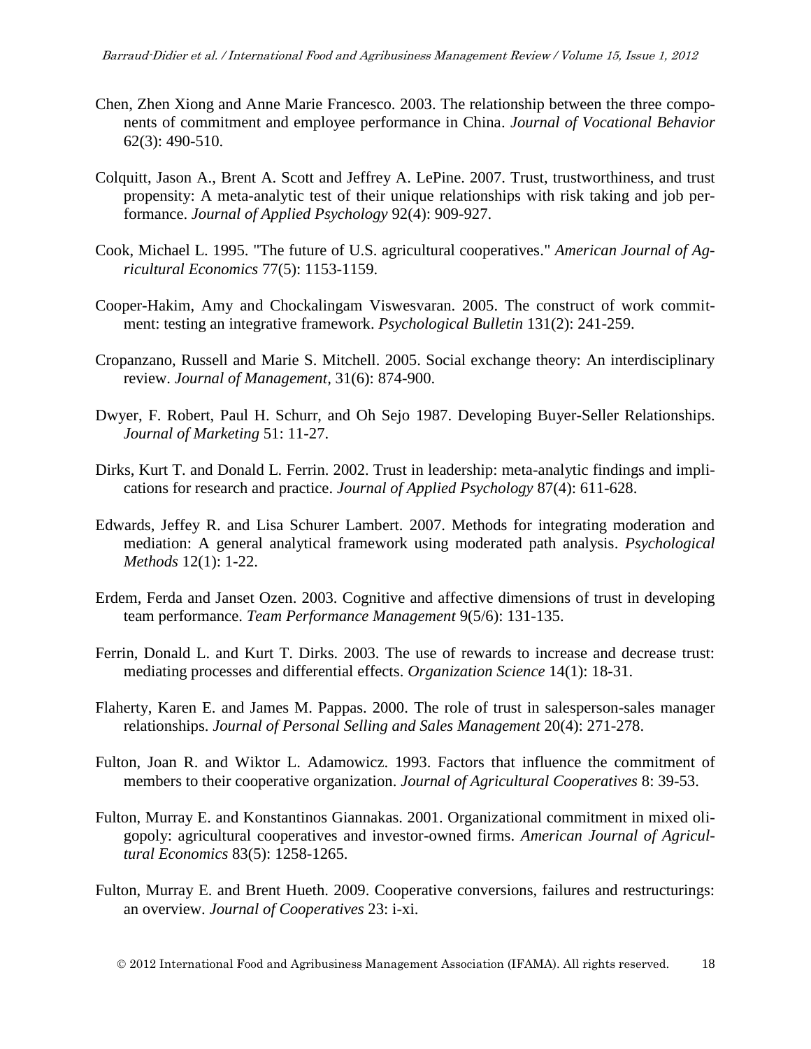Chen, Zhen Xiong and Anne Marie Francesco. 2003. The relationship between the three components of commitment and employee performance in China. *Journal of Vocational Behavior* 62(3): 490-510.

Colquitt, Jason A., Brent A. Scott and Jeffrey A. LePine. 2007. Trust, trustworthiness, and trust propensity: A meta-analytic test of their unique relationships with risk taking and job performance. *Journal of Applied Psychology* 92(4): 909-927.

Cook, Michael L. 1995. "The future of U.S. agricultural cooperatives." *American Journal of Agricultural Economics* 77(5): 1153-1159.

Cooper-Hakim, Amy and Chockalingam Viswesvaran. 2005. The construct of work commitment: testing an integrative framework. *Psychological Bulletin* 131(2): 241-259.

Cropanzano, Russell and Marie S. Mitchell. 2005. Social exchange theory: An interdisciplinary review. *Journal of Management,* 31(6): 874-900.

Dwyer, F. Robert, Paul H. Schurr, and Oh Sejo 1987. Developing Buyer-Seller Relationships. *Journal of Marketing* 51: 11-27.

Dirks, Kurt T. and Donald L. Ferrin. 2002. Trust in leadership: meta-analytic findings and implications for research and practice. *Journal of Applied Psychology* 87(4): 611-628.

Edwards, Jeffey R. and Lisa Schurer Lambert. 2007. Methods for integrating moderation and mediation: A general analytical framework using moderated path analysis. *Psychological Methods* 12(1): 1-22.

Erdem, Ferda and Janset Ozen. 2003. Cognitive and affective dimensions of trust in developing team performance. *Team Performance Management* 9(5/6): 131-135.

Ferrin, Donald L. and Kurt T. Dirks. 2003. The use of rewards to increase and decrease trust: mediating processes and differential effects. *Organization Science* 14(1): 18-31.

Flaherty, Karen E. and James M. Pappas. 2000. The role of trust in salesperson-sales manager relationships. *Journal of Personal Selling and Sales Management* 20(4): 271-278.

Fulton, Joan R. and Wiktor L. Adamowicz. 1993. Factors that influence the commitment of members to their cooperative organization. *Journal of Agricultural Cooperatives* 8: 39-53.

Fulton, Murray E. and Konstantinos Giannakas. 2001. Organizational commitment in mixed oligopoly: agricultural cooperatives and investor-owned firms. *American Journal of Agricultural Economics* 83(5): 1258-1265.

Fulton, Murray E. and Brent Hueth. 2009. Cooperative conversions, failures and restructurings: an overview. *Journal of Cooperatives* 23: i-xi.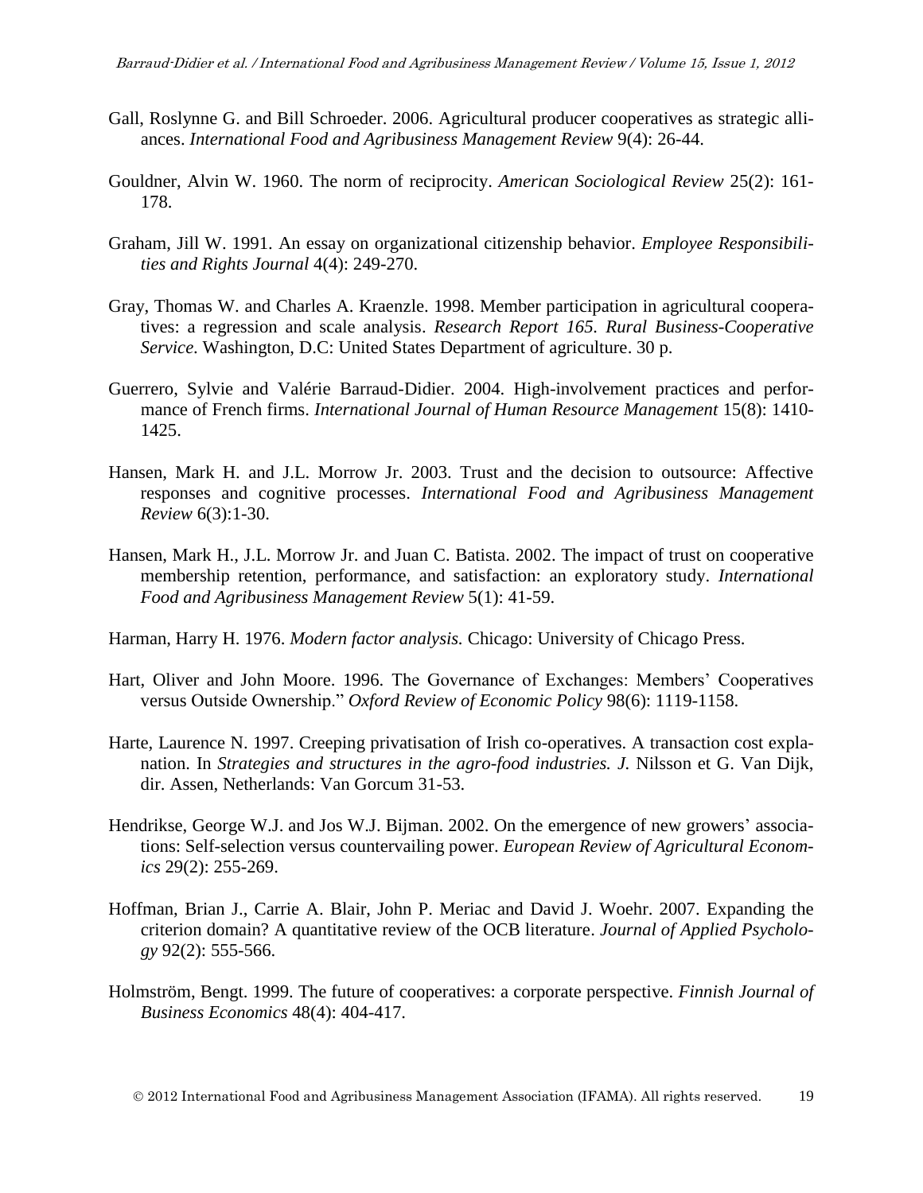Gall, Roslynne G. and Bill Schroeder. 2006. Agricultural producer cooperatives as strategic alliances. *International Food and Agribusiness Management Review* 9(4): 26-44.

Gouldner, Alvin W. 1960. The norm of reciprocity. *American Sociological Review* 25(2): 161-178.

Graham, Jill W. 1991. An essay on organizational citizenship behavior. *Employee Responsibilities and Rights Journal* 4(4): 249-270.

Gray, Thomas W. and Charles A. Kraenzle. 1998. Member participation in agricultural cooperatives: a regression and scale analysis. *Research Report 165. Rural Business-Cooperative Service*. Washington, D.C: United States Department of agriculture. 30 p.

Guerrero, Sylvie and Valérie Barraud-Didier. 2004. High-involvement practices and performance of French firms. *International Journal of Human Resource Management* 15(8): 1410-1425.

Hansen, Mark H. and J.L. Morrow Jr. 2003. Trust and the decision to outsource: Affective responses and cognitive processes. *International Food and Agribusiness Management Review* 6(3):1-30.

Hansen, Mark H., J.L. Morrow Jr. and Juan C. Batista. 2002. The impact of trust on cooperative membership retention, performance, and satisfaction: an exploratory study. *International Food and Agribusiness Management Review* 5(1): 41-59.

Harman, Harry H. 1976. *Modern factor analysis.* Chicago: University of Chicago Press.

Hart, Oliver and John Moore. 1996. The Governance of Exchanges: Members' Cooperatives versus Outside Ownership." *Oxford Review of Economic Policy* 98(6): 1119-1158.

Harte, Laurence N. 1997. Creeping privatisation of Irish co-operatives. A transaction cost explanation. In *Strategies and structures in the agro-food industries. J.* Nilsson et G. Van Dijk, dir. Assen, Netherlands: Van Gorcum 31-53.

Hendrikse, George W.J. and Jos W.J. Bijman. 2002. On the emergence of new growers' associations: Self-selection versus countervailing power. *European Review of Agricultural Economics* 29(2): 255-269.

Hoffman, Brian J., Carrie A. Blair, John P. Meriac and David J. Woehr. 2007. Expanding the criterion domain? A quantitative review of the OCB literature. *Journal of Applied Psychology* 92(2): 555-566.

Holmström, Bengt. 1999. The future of cooperatives: a corporate perspective. *Finnish Journal of Business Economics* 48(4): 404-417.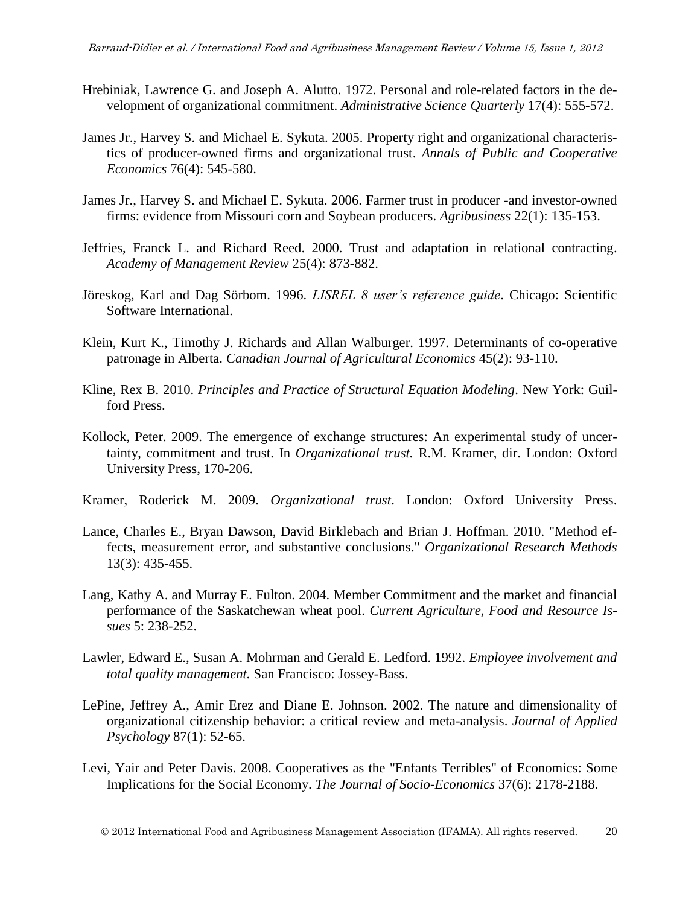Hrebiniak, Lawrence G. and Joseph A. Alutto. 1972. Personal and role-related factors in the development of organizational commitment. *Administrative Science Quarterly* 17(4): 555-572.

James Jr., Harvey S. and Michael E. Sykuta. 2005. Property right and organizational characteristics of producer-owned firms and organizational trust. *Annals of Public and Cooperative Economics* 76(4): 545-580.

James Jr., Harvey S. and Michael E. Sykuta. 2006. Farmer trust in producer -and investor-owned firms: evidence from Missouri corn and Soybean producers. *Agribusiness* 22(1): 135-153.

Jeffries, Franck L. and Richard Reed. 2000. Trust and adaptation in relational contracting. *Academy of Management Review* 25(4): 873-882.

Jöreskog, Karl and Dag Sörbom. 1996. *LISREL 8 user's reference guide*. Chicago: Scientific Software International.

Klein, Kurt K., Timothy J. Richards and Allan Walburger. 1997. Determinants of co-operative patronage in Alberta. *Canadian Journal of Agricultural Economics* 45(2): 93-110.

Kline, Rex B. 2010. *Principles and Practice of Structural Equation Modeling*. New York: Guilford Press.

Kollock, Peter. 2009. The emergence of exchange structures: An experimental study of uncertainty, commitment and trust. In *Organizational trust.* R.M. Kramer, dir. London: Oxford University Press, 170-206.

Kramer, Roderick M. 2009. *Organizational trust*. London: Oxford University Press.

Lance, Charles E., Bryan Dawson, David Birklebach and Brian J. Hoffman. 2010. "Method effects, measurement error, and substantive conclusions." *Organizational Research Methods* 13(3): 435-455.

Lang, Kathy A. and Murray E. Fulton. 2004. Member Commitment and the market and financial performance of the Saskatchewan wheat pool. *Current Agriculture, Food and Resource Issues* 5: 238-252.

Lawler, Edward E., Susan A. Mohrman and Gerald E. Ledford. 1992. *Employee involvement and total quality management.* San Francisco: Jossey-Bass.

LePine, Jeffrey A., Amir Erez and Diane E. Johnson. 2002. The nature and dimensionality of organizational citizenship behavior: a critical review and meta-analysis. *Journal of Applied Psychology* 87(1): 52-65.

Levi, Yair and Peter Davis. 2008. Cooperatives as the "Enfants Terribles" of Economics: Some Implications for the Social Economy. *The Journal of Socio-Economics* 37(6): 2178-2188.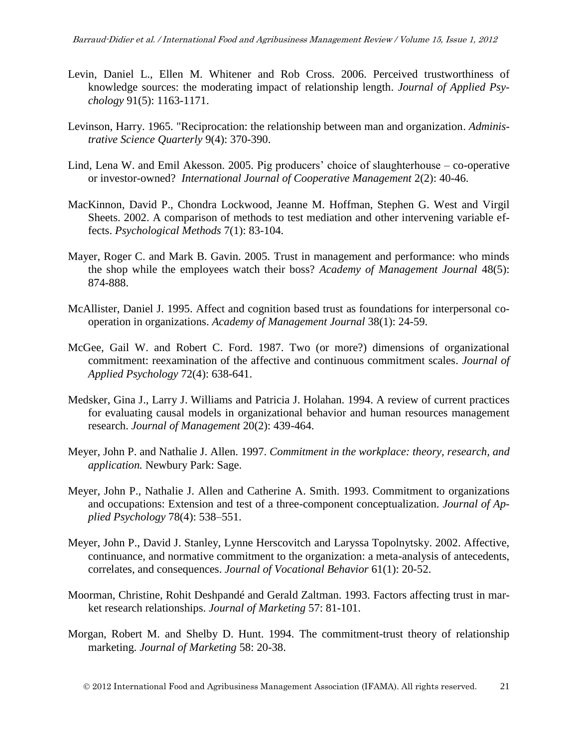Levin, Daniel L., Ellen M. Whitener and Rob Cross. 2006. Perceived trustworthiness of knowledge sources: the moderating impact of relationship length. *Journal of Applied Psychology* 91(5): 1163-1171.

Levinson, Harry. 1965. "Reciprocation: the relationship between man and organization. *Administrative Science Quarterly* 9(4): 370-390.

Lind, Lena W. and Emil Akesson. 2005. Pig producers' choice of slaughterhouse – co-operative or investor-owned? *International Journal of Cooperative Management* 2(2): 40-46.

MacKinnon, David P., Chondra Lockwood, Jeanne M. Hoffman, Stephen G. West and Virgil Sheets. 2002. A comparison of methods to test mediation and other intervening variable effects. *Psychological Methods* 7(1): 83-104.

Mayer, Roger C. and Mark B. Gavin. 2005. Trust in management and performance: who minds the shop while the employees watch their boss? *Academy of Management Journal* 48(5): 874-888.

McAllister, Daniel J. 1995. Affect and cognition based trust as foundations for interpersonal cooperation in organizations. *Academy of Management Journal* 38(1): 24-59.

McGee, Gail W. and Robert C. Ford. 1987. Two (or more?) dimensions of organizational commitment: reexamination of the affective and continuous commitment scales. *Journal of Applied Psychology* 72(4): 638-641.

Medsker, Gina J., Larry J. Williams and Patricia J. Holahan. 1994. A review of current practices for evaluating causal models in organizational behavior and human resources management research. *Journal of Management* 20(2): 439-464.

Meyer, John P. and Nathalie J. Allen. 1997. *Commitment in the workplace: theory, research, and application.* Newbury Park: Sage.

Meyer, John P., Nathalie J. Allen and Catherine A. Smith. 1993. Commitment to organizations and occupations: Extension and test of a three-component conceptualization. *Journal of Applied Psychology* 78(4): 538–551.

Meyer, John P., David J. Stanley, Lynne Herscovitch and Laryssa Topolnytsky. 2002. Affective, continuance, and normative commitment to the organization: a meta-analysis of antecedents, correlates, and consequences. *Journal of Vocational Behavior* 61(1): 20-52.

Moorman, Christine, Rohit Deshpandé and Gerald Zaltman. 1993. Factors affecting trust in market research relationships. *Journal of Marketing* 57: 81-101.

Morgan, Robert M. and Shelby D. Hunt. 1994. The commitment-trust theory of relationship marketing. *Journal of Marketing* 58: 20-38.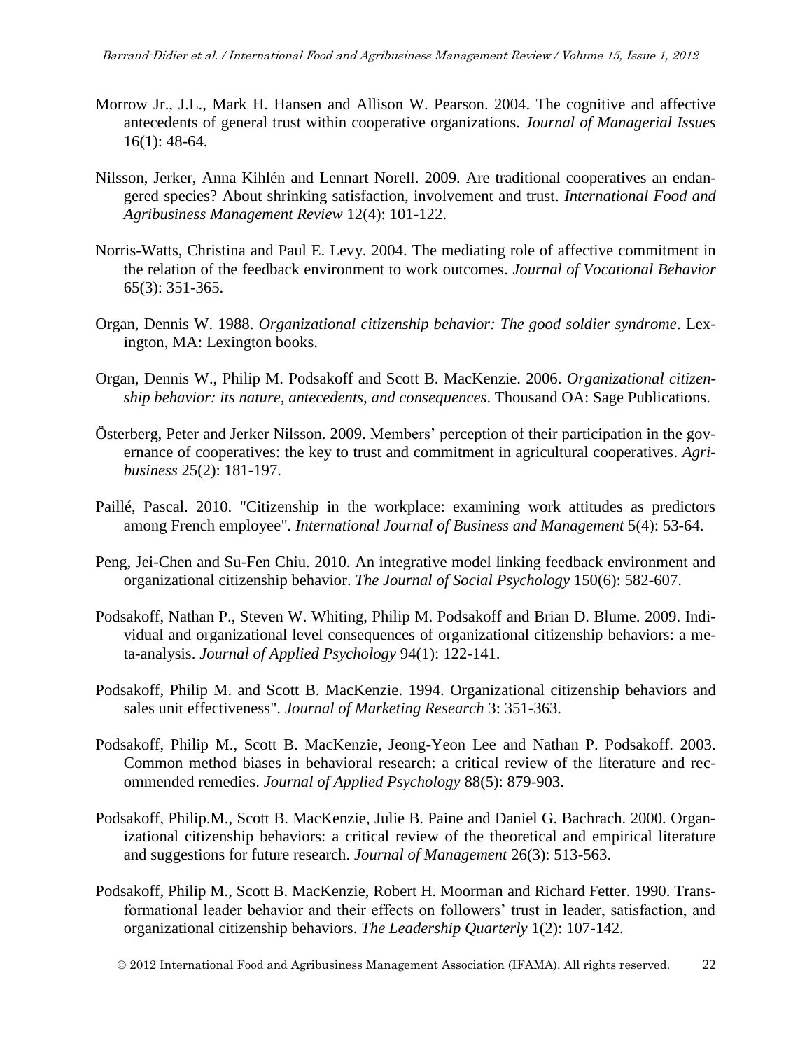Morrow Jr., J.L., Mark H. Hansen and Allison W. Pearson. 2004. The cognitive and affective antecedents of general trust within cooperative organizations. *Journal of Managerial Issues* 16(1): 48-64.

Nilsson, Jerker, Anna Kihlén and Lennart Norell. 2009. Are traditional cooperatives an endangered species? About shrinking satisfaction, involvement and trust. *International Food and Agribusiness Management Review* 12(4): 101-122.

Norris-Watts, Christina and Paul E. Levy. 2004. The mediating role of affective commitment in the relation of the feedback environment to work outcomes. *Journal of Vocational Behavior* 65(3): 351-365.

Organ, Dennis W. 1988. *Organizational citizenship behavior: The good soldier syndrome*. Lexington, MA: Lexington books.

Organ, Dennis W., Philip M. Podsakoff and Scott B. MacKenzie. 2006. *Organizational citizenship behavior: its nature, antecedents, and consequences*. Thousand OA: Sage Publications.

Österberg, Peter and Jerker Nilsson. 2009. Members' perception of their participation in the governance of cooperatives: the key to trust and commitment in agricultural cooperatives. *Agribusiness* 25(2): 181-197.

Paillé, Pascal. 2010. "Citizenship in the workplace: examining work attitudes as predictors among French employee". *International Journal of Business and Management* 5(4): 53-64.

Peng, Jei-Chen and Su-Fen Chiu. 2010. An integrative model linking feedback environment and organizational citizenship behavior. *The Journal of Social Psychology* 150(6): 582-607.

Podsakoff, Nathan P., Steven W. Whiting, Philip M. Podsakoff and Brian D. Blume. 2009. Individual and organizational level consequences of organizational citizenship behaviors: a meta-analysis. *Journal of Applied Psychology* 94(1): 122-141.

Podsakoff, Philip M. and Scott B. MacKenzie. 1994. Organizational citizenship behaviors and sales unit effectiveness". *Journal of Marketing Research* 3: 351-363.

Podsakoff, Philip M., Scott B. MacKenzie, Jeong-Yeon Lee and Nathan P. Podsakoff. 2003. Common method biases in behavioral research: a critical review of the literature and recommended remedies. *Journal of Applied Psychology* 88(5): 879-903.

Podsakoff, Philip.M., Scott B. MacKenzie, Julie B. Paine and Daniel G. Bachrach. 2000. Organizational citizenship behaviors: a critical review of the theoretical and empirical literature and suggestions for future research. *Journal of Management* 26(3): 513-563.

Podsakoff, Philip M., Scott B. MacKenzie, Robert H. Moorman and Richard Fetter. 1990. Transformational leader behavior and their effects on followers' trust in leader, satisfaction, and organizational citizenship behaviors. *The Leadership Quarterly* 1(2): 107-142.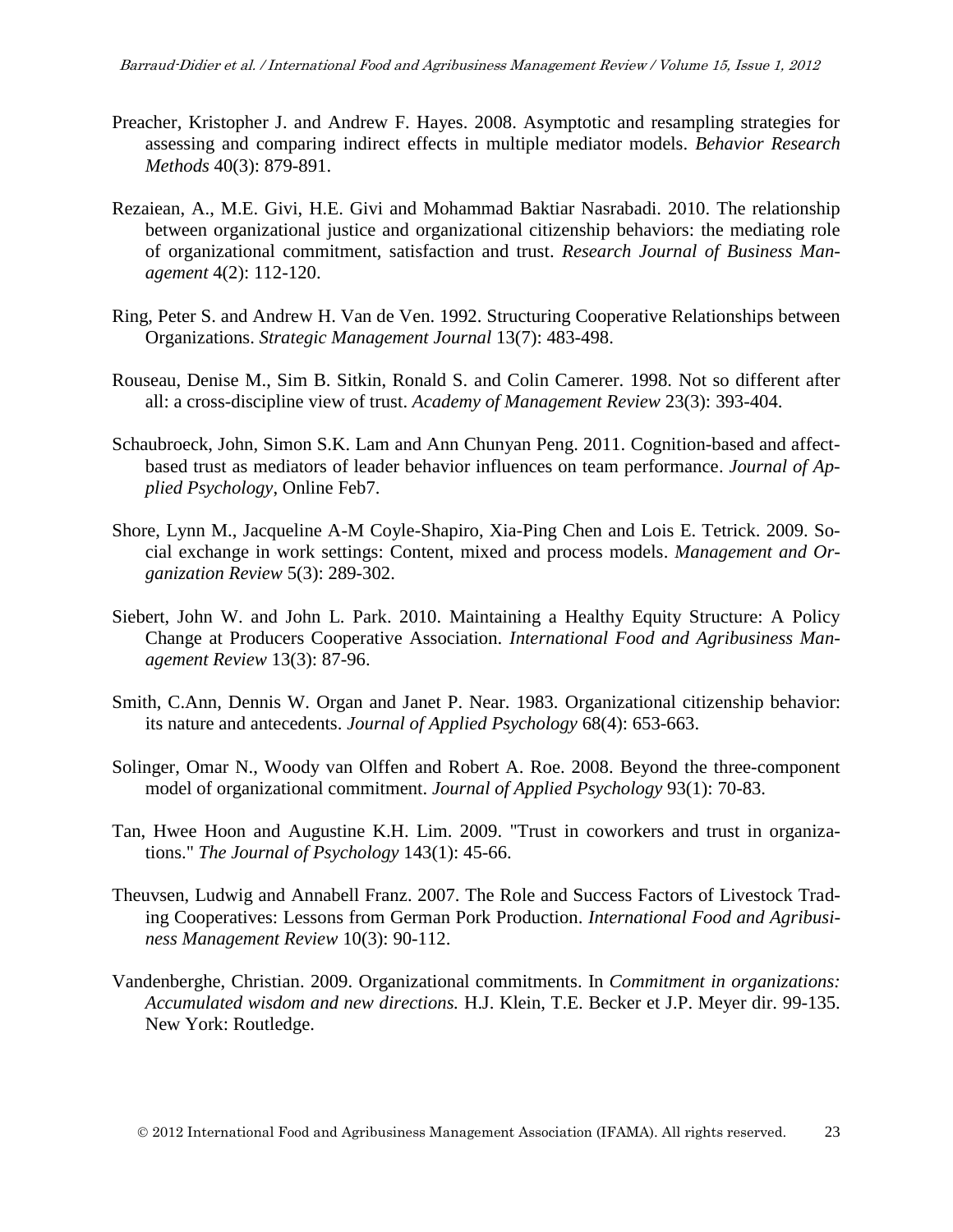Preacher, Kristopher J. and Andrew F. Hayes. 2008. Asymptotic and resampling strategies for assessing and comparing indirect effects in multiple mediator models. *Behavior Research Methods* 40(3): 879-891.

Rezaiean, A., M.E. Givi, H.E. Givi and Mohammad Baktiar Nasrabadi. 2010. The relationship between organizational justice and organizational citizenship behaviors: the mediating role of organizational commitment, satisfaction and trust. *Research Journal of Business Management* 4(2): 112-120.

Ring, Peter S. and Andrew H. Van de Ven. 1992. Structuring Cooperative Relationships between Organizations. *Strategic Management Journal* 13(7): 483-498.

Rouseau, Denise M., Sim B. Sitkin, Ronald S. and Colin Camerer. 1998. Not so different after all: a cross-discipline view of trust. *Academy of Management Review* 23(3): 393-404.

Schaubroeck, John, Simon S.K. Lam and Ann Chunyan Peng. 2011. Cognition-based and affect-based trust as mediators of leader behavior influences on team performance. *Journal of Applied Psychology*, Online Feb7.

Shore, Lynn M., Jacqueline A-M Coyle-Shapiro, Xia-Ping Chen and Lois E. Tetrick. 2009. Social exchange in work settings: Content, mixed and process models. *Management and Organization Review* 5(3): 289-302.

Siebert, John W. and John L. Park. 2010. Maintaining a Healthy Equity Structure: A Policy Change at Producers Cooperative Association. *International Food and Agribusiness Management Review* 13(3): 87-96.

Smith, C.Ann, Dennis W. Organ and Janet P. Near. 1983. Organizational citizenship behavior: its nature and antecedents. *Journal of Applied Psychology* 68(4): 653-663.

Solinger, Omar N., Woody van Olffen and Robert A. Roe. 2008. Beyond the three-component model of organizational commitment. *Journal of Applied Psychology* 93(1): 70-83.

Tan, Hwee Hoon and Augustine K.H. Lim. 2009. "Trust in coworkers and trust in organizations." *The Journal of Psychology* 143(1): 45-66.

Theuvsen, Ludwig and Annabell Franz. 2007. The Role and Success Factors of Livestock Trading Cooperatives: Lessons from German Pork Production. *International Food and Agribusiness Management Review* 10(3): 90-112.

Vandenberghe, Christian. 2009. Organizational commitments. In *Commitment in organizations: Accumulated wisdom and new directions.* H.J. Klein, T.E. Becker et J.P. Meyer dir. 99-135. New York: Routledge.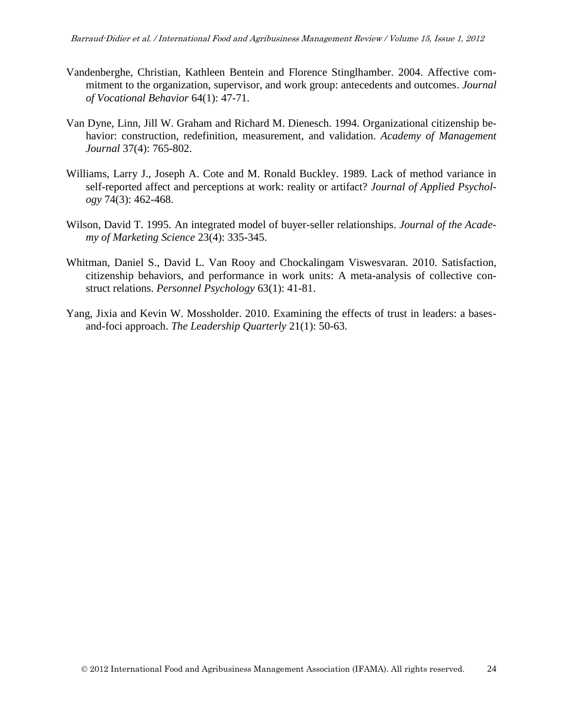Vandenberghe, Christian, Kathleen Bentein and Florence Stinglhamber. 2004. Affective commitment to the organization, supervisor, and work group: antecedents and outcomes. *Journal of Vocational Behavior* 64(1): 47-71.

Van Dyne, Linn, Jill W. Graham and Richard M. Dienesch. 1994. Organizational citizenship behavior: construction, redefinition, measurement, and validation. *Academy of Management Journal* 37(4): 765-802.

Williams, Larry J., Joseph A. Cote and M. Ronald Buckley. 1989. Lack of method variance in self-reported affect and perceptions at work: reality or artifact? *Journal of Applied Psychology* 74(3): 462-468.

Wilson, David T. 1995. An integrated model of buyer-seller relationships. *Journal of the Academy of Marketing Science* 23(4): 335-345.

Whitman, Daniel S., David L. Van Rooy and Chockalingam Viswesvaran. 2010. Satisfaction, citizenship behaviors, and performance in work units: A meta-analysis of collective construct relations. *Personnel Psychology* 63(1): 41-81.

Yang, Jixia and Kevin W. Mossholder. 2010. Examining the effects of trust in leaders: a bases-and-foci approach. *The Leadership Quarterly* 21(1): 50-63.